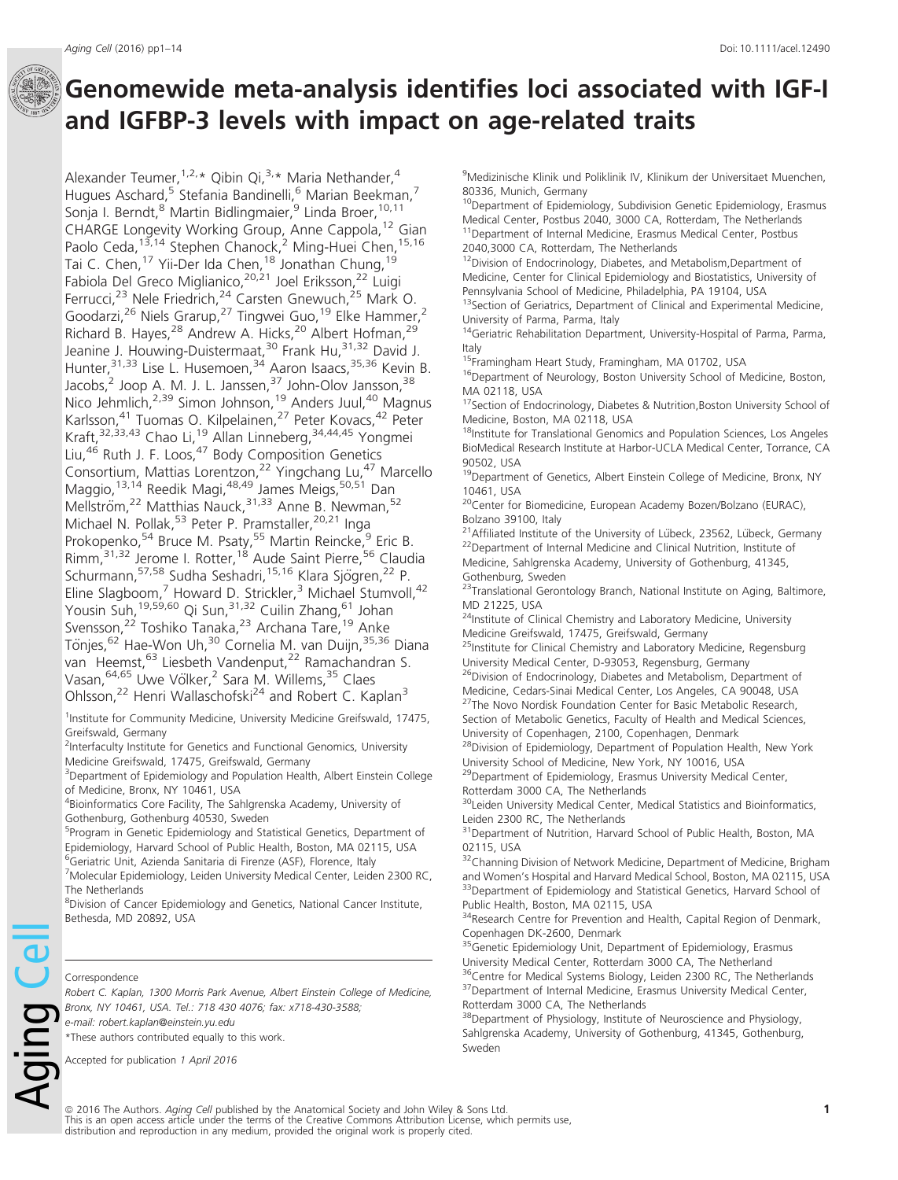# Genomewide meta-analysis identifies loci associated with IGF-I and IGFBP-3 levels with impact on age-related traits

Alexander Teumer,[1,2,*] Qibin Qi,[3,*] Maria Nethander,[4] Hugues Aschard,[5] Stefania Bandinelli,[6] Marian Beekman,[7] Sonja I. Berndt,[8] Martin Bidlingmaier,[9] Linda Broer,[10,11] CHARGE Longevity Working Group, Anne Cappola,[12] Gian Paolo Ceda,[13,14] Stephen Chanock,[2] Ming-Huei Chen,[15,16] Tai C. Chen,[17] Yii-Der Ida Chen,[18] Jonathan Chung,[19] Fabiola Del Greco Miglianico,[20,21] Joel Eriksson,[22] Luigi Ferrucci,[23] Nele Friedrich,[24] Carsten Gnewuch,[25] Mark O. Goodarzi,[26] Niels Grarup,[27] Tingwei Guo,[19] Elke Hammer,[2] Richard B. Hayes,[28] Andrew A. Hicks,[20] Albert Hofman,[29] Jeanine J. Houwing-Duistermaat,[30] Frank Hu,[31,32] David J. Hunter,[31,33] Lise L. Husemoen,[34] Aaron Isaacs,[35,36] Kevin B. Jacobs,[2] Joop A. M. J. L. Janssen,[37] John-Olov Jansson,[38] Nico Jehmlich,[2,39] Simon Johnson,[19] Anders Juul,[40] Magnus Karlsson,[41] Tuomas O. Kilpelainen,[27] Peter Kovacs,[42] Peter Kraft,[32,33,43] Chao Li,[19] Allan Linneberg,[34,44,45] Yongmei Liu,[46] Ruth J. F. Loos,[47] Body Composition Genetics Consortium, Mattias Lorentzon,[22] Yingchang Lu,[47] Marcello Maggio,[13,14] Reedik Magi,[48,49] James Meigs,[50,51] Dan Mellström,[22] Matthias Nauck,[31,33] Anne B. Newman,[52] Michael N. Pollak,[53] Peter P. Pramstaller,[20,21] Inga Prokopenko,[54] Bruce M. Psaty,[55] Martin Reincke,[9] Eric B. Rimm,[31,32] Jerome I. Rotter,[18] Aude Saint Pierre,[56] Claudia Schurmann,[57,58] Sudha Seshadri,[15,16] Klara Sjögren,[22] P. Eline Slagboom,[7] Howard D. Strickler,[3] Michael Stumvoll,[42] Yousin Suh,[19,59,60] Qi Sun,[31,32] Cuilin Zhang,[61] Johan Svensson,[22] Toshiko Tanaka,[23] Archana Tare,[19] Anke Tönjes,[62] Hae-Won Uh,[30] Cornelia M. van Duijn,[35,36] Diana van Heemst,[63] Liesbeth Vandenput,[22] Ramachandran S. Vasan,[64,65] Uwe Völker,[2] Sara M. Willems,[35] Claes Ohlsson,[22] Henri Wallaschofski[24] and Robert C. Kaplan[3]

[1]Institute for Community Medicine, University Medicine Greifswald, 17475, Greifswald, Germany
[2]Interfaculty Institute for Genetics and Functional Genomics, University Medicine Greifswald, 17475, Greifswald, Germany
[3]Department of Epidemiology and Population Health, Albert Einstein College of Medicine, Bronx, NY 10461, USA
[4]Bioinformatics Core Facility, The Sahlgrenska Academy, University of Gothenburg, Gothenburg 40530, Sweden
[5]Program in Genetic Epidemiology and Statistical Genetics, Department of Epidemiology, Harvard School of Public Health, Boston, MA 02115, USA
[6]Geriatric Unit, Azienda Sanitaria di Firenze (ASF), Florence, Italy
[7]Molecular Epidemiology, Leiden University Medical Center, Leiden 2300 RC, The Netherlands
[8]Division of Cancer Epidemiology and Genetics, National Cancer Institute, Bethesda, MD 20892, USA
[9]Medizinische Klinik und Poliklinik IV, Klinikum der Universitaet Muenchen, 80336, Munich, Germany
[10]Department of Epidemiology, Subdivision Genetic Epidemiology, Erasmus Medical Center, Postbus 2040, 3000 CA, Rotterdam, The Netherlands
[11]Department of Internal Medicine, Erasmus Medical Center, Postbus 2040,3000 CA, Rotterdam, The Netherlands
[12]Division of Endocrinology, Diabetes, and Metabolism,Department of Medicine, Center for Clinical Epidemiology and Biostatistics, University of Pennsylvania School of Medicine, Philadelphia, PA 19104, USA
[13]Section of Geriatrics, Department of Clinical and Experimental Medicine, University of Parma, Parma, Italy
[14]Geriatric Rehabilitation Department, University-Hospital of Parma, Parma, Italy
[15]Framingham Heart Study, Framingham, MA 01702, USA
[16]Department of Neurology, Boston University School of Medicine, Boston, MA 02118, USA
[17]Section of Endocrinology, Diabetes & Nutrition,Boston University School of Medicine, Boston, MA 02118, USA
[18]Institute for Translational Genomics and Population Sciences, Los Angeles BioMedical Research Institute at Harbor-UCLA Medical Center, Torrance, CA 90502, USA
[19]Department of Genetics, Albert Einstein College of Medicine, Bronx, NY 10461, USA
[20]Center for Biomedicine, European Academy Bozen/Bolzano (EURAC), Bolzano 39100, Italy
[21]Affiliated Institute of the University of Lübeck, 23562, Lübeck, Germany
[22]Department of Internal Medicine and Clinical Nutrition, Institute of Medicine, Sahlgrenska Academy, University of Gothenburg, 41345, Gothenburg, Sweden
[23]Translational Gerontology Branch, National Institute on Aging, Baltimore, MD 21225, USA
[24]Institute of Clinical Chemistry and Laboratory Medicine, University Medicine Greifswald, 17475, Greifswald, Germany
[25]Institute for Clinical Chemistry and Laboratory Medicine, Regensburg University Medical Center, D-93053, Regensburg, Germany
[26]Division of Endocrinology, Diabetes and Metabolism, Department of Medicine, Cedars-Sinai Medical Center, Los Angeles, CA 90048, USA
[27]The Novo Nordisk Foundation Center for Basic Metabolic Research, Section of Metabolic Genetics, Faculty of Health and Medical Sciences, University of Copenhagen, 2100, Copenhagen, Denmark
[28]Division of Epidemiology, Department of Population Health, New York University School of Medicine, New York, NY 10016, USA
[29]Department of Epidemiology, Erasmus University Medical Center, Rotterdam 3000 CA, The Netherlands
[30]Leiden University Medical Center, Medical Statistics and Bioinformatics, Leiden 2300 RC, The Netherlands
[31]Department of Nutrition, Harvard School of Public Health, Boston, MA 02115, USA
[32]Channing Division of Network Medicine, Department of Medicine, Brigham and Women's Hospital and Harvard Medical School, Boston, MA 02115, USA
[33]Department of Epidemiology and Statistical Genetics, Harvard School of Public Health, Boston, MA 02115, USA
[34]Research Centre for Prevention and Health, Capital Region of Denmark, Copenhagen DK-2600, Denmark
[35]Genetic Epidemiology Unit, Department of Epidemiology, Erasmus University Medical Center, Rotterdam 3000 CA, The Netherland
[36]Centre for Medical Systems Biology, Leiden 2300 RC, The Netherlands
[37]Department of Internal Medicine, Erasmus University Medical Center, Rotterdam 3000 CA, The Netherlands
[38]Department of Physiology, Institute of Neuroscience and Physiology, Sahlgrenska Academy, University of Gothenburg, 41345, Gothenburg, Sweden

Correspondence
*Robert C. Kaplan, 1300 Morris Park Avenue, Albert Einstein College of Medicine, Bronx, NY 10461, USA. Tel.: 718 430 4076; fax: x718-430-3588; e-mail: robert.kaplan@einstein.yu.edu*
*These authors contributed equally to this work.

Accepted for publication *1 April 2016*

© 2016 The Authors. *Aging Cell* published by the Anatomical Society and John Wiley & Sons Ltd.
This is an open access article under the terms of the Creative Commons Attribution License, which permits use, distribution and reproduction in any medium, provided the original work is properly cited.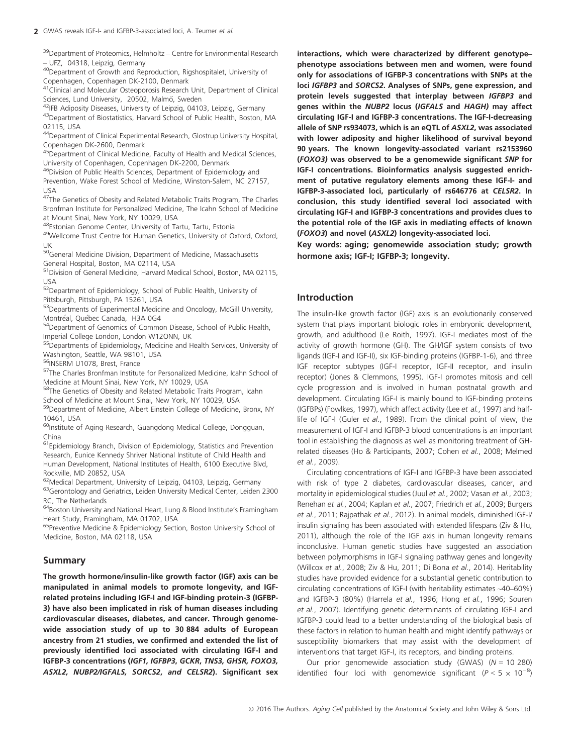[39]Department of Proteomics, Helmholtz – Centre for Environmental Research – UFZ, 04318, Leipzig, Germany
[40]Department of Growth and Reproduction, Rigshospitalet, University of Copenhagen, Copenhagen DK-2100, Denmark
[41]Clinical and Molecular Osteoporosis Research Unit, Department of Clinical Sciences, Lund University, 20502, Malmö, Sweden
[42]IFB Adiposity Diseases, University of Leipzig, 04103, Leipzig, Germany
[43]Department of Biostatistics, Harvard School of Public Health, Boston, MA 02115, USA
[44]Department of Clinical Experimental Research, Glostrup University Hospital, Copenhagen DK-2600, Denmark
[45]Department of Clinical Medicine, Faculty of Health and Medical Sciences, University of Copenhagen, Copenhagen DK-2200, Denmark
[46]Division of Public Health Sciences, Department of Epidemiology and Prevention, Wake Forest School of Medicine, Winston-Salem, NC 27157, USA
[47]The Genetics of Obesity and Related Metabolic Traits Program, The Charles Bronfman Institute for Personalized Medicine, The Icahn School of Medicine at Mount Sinai, New York, NY 10029, USA
[48]Estonian Genome Center, University of Tartu, Tartu, Estonia
[49]Wellcome Trust Centre for Human Genetics, University of Oxford, Oxford, UK
[50]General Medicine Division, Department of Medicine, Massachusetts General Hospital, Boston, MA 02114, USA
[51]Division of General Medicine, Harvard Medical School, Boston, MA 02115, USA
[52]Department of Epidemiology, School of Public Health, University of Pittsburgh, Pittsburgh, PA 15261, USA
[53]Departments of Experimental Medicine and Oncology, McGill University, Montréal, Québec Canada, H3A 0G4
[54]Department of Genomics of Common Disease, School of Public Health, Imperial College London, London W12ONN, UK
[55]Departments of Epidemiology, Medicine and Health Services, University of Washington, Seattle, WA 98101, USA
[56]INSERM U1078, Brest, France
[57]The Charles Bronfman Institute for Personalized Medicine, Icahn School of Medicine at Mount Sinai, New York, NY 10029, USA
[58]The Genetics of Obesity and Related Metabolic Traits Program, Icahn School of Medicine at Mount Sinai, New York, NY 10029, USA
[59]Department of Medicine, Albert Einstein College of Medicine, Bronx, NY 10461, USA
[60]Institute of Aging Research, Guangdong Medical College, Dongguan, China
[61]Epidemiology Branch, Division of Epidemiology, Statistics and Prevention Research, Eunice Kennedy Shriver National Institute of Child Health and Human Development, National Institutes of Health, 6100 Executive Blvd, Rockville, MD 20852, USA
[62]Medical Department, University of Leipzig, 04103, Leipzig, Germany
[63]Gerontology and Geriatrics, Leiden University Medical Center, Leiden 2300 RC, The Netherlands
[64]Boston University and National Heart, Lung & Blood Institute's Framingham Heart Study, Framingham, MA 01702, USA
[65]Preventive Medicine & Epidemiology Section, Boston University School of Medicine, Boston, MA 02118, USA

## Summary

**The growth hormone/insulin-like growth factor (IGF) axis can be manipulated in animal models to promote longevity, and IGF-related proteins including IGF-I and IGF-binding protein-3 (IGFBP-3) have also been implicated in risk of human diseases including cardiovascular diseases, diabetes, and cancer. Through genomewide association study of up to 30 884 adults of European ancestry from 21 studies, we confirmed and extended the list of previously identified loci associated with circulating IGF-I and IGFBP-3 concentrations (*IGF1, IGFBP3, GCKR, TNS3, GHSR, FOXO3, ASXL2, NUBP2/IGFALS, SORCS2, and CELSR2*). Significant sex interactions, which were characterized by different genotype–phenotype associations between men and women, were found only for associations of IGFBP-3 concentrations with SNPs at the loci *IGFBP3* and *SORCS2*. Analyses of SNPs, gene expression, and protein levels suggested that interplay between *IGFBP3* and genes within the *NUBP2* locus (*IGFALS* and *HAGH)* may affect circulating IGF-I and IGFBP-3 concentrations. The IGF-I-decreasing allele of SNP rs934073, which is an eQTL of *ASXL2*, was associated with lower adiposity and higher likelihood of survival beyond 90 years. The known longevity-associated variant rs2153960 (*FOXO3)* was observed to be a genomewide significant *SNP* for IGF-I concentrations. Bioinformatics analysis suggested enrichment of putative regulatory elements among these IGF-I- and IGFBP-3-associated loci, particularly of rs646776 at *CELSR2*. In conclusion, this study identified several loci associated with circulating IGF-I and IGFBP-3 concentrations and provides clues to the potential role of the IGF axis in mediating effects of known (*FOXO3*) and novel (*ASXL2*) longevity-associated loci.**

**Key words: aging; genomewide association study; growth hormone axis; IGF-I; IGFBP-3; longevity.**

## Introduction

The insulin-like growth factor (IGF) axis is an evolutionarily conserved system that plays important biologic roles in embryonic development, growth, and adulthood (Le Roith, 1997). IGF-I mediates most of the activity of growth hormone (GH). The GH/IGF system consists of two ligands (IGF-I and IGF-II), six IGF-binding proteins (IGFBP-1-6), and three IGF receptor subtypes (IGF-I receptor, IGF-II receptor, and insulin receptor) (Jones & Clemmons, 1995). IGF-I promotes mitosis and cell cycle progression and is involved in human postnatal growth and development. Circulating IGF-I is mainly bound to IGF-binding proteins (IGFBPs) (Fowlkes, 1997), which affect activity (Lee *et al.*, 1997) and half-life of IGF-I (Guler *et al.*, 1989). From the clinical point of view, the measurement of IGF-I and IGFBP-3 blood concentrations is an important tool in establishing the diagnosis as well as monitoring treatment of GH-related diseases (Ho & Participants, 2007; Cohen *et al.*, 2008; Melmed *et al.*, 2009).

Circulating concentrations of IGF-I and IGFBP-3 have been associated with risk of type 2 diabetes, cardiovascular diseases, cancer, and mortality in epidemiological studies (Juul *et al.*, 2002; Vasan *et al.*, 2003; Renehan *et al.*, 2004; Kaplan *et al.*, 2007; Friedrich *et al.*, 2009; Burgers *et al.*, 2011; Rajpathak *et al.*, 2012). In animal models, diminished IGF-I/insulin signaling has been associated with extended lifespans (Ziv & Hu, 2011), although the role of the IGF axis in human longevity remains inconclusive. Human genetic studies have suggested an association between polymorphisms in IGF-I signaling pathway genes and longevity (Willcox *et al.*, 2008; Ziv & Hu, 2011; Di Bona *et al.*, 2014). Heritability studies have provided evidence for a substantial genetic contribution to circulating concentrations of IGF-I (with heritability estimates ~40–60%) and IGFBP-3 (80%) (Harrela *et al.*, 1996; Hong *et al.*, 1996; Souren *et al.*, 2007). Identifying genetic determinants of circulating IGF-I and IGFBP-3 could lead to a better understanding of the biological basis of these factors in relation to human health and might identify pathways or susceptibility biomarkers that may assist with the development of interventions that target IGF-I, its receptors, and binding proteins.

Our prior genomewide association study (GWAS) ($N = 10\ 280$) identified four loci with genomewide significant ($P < 5 \times 10^{-8}$)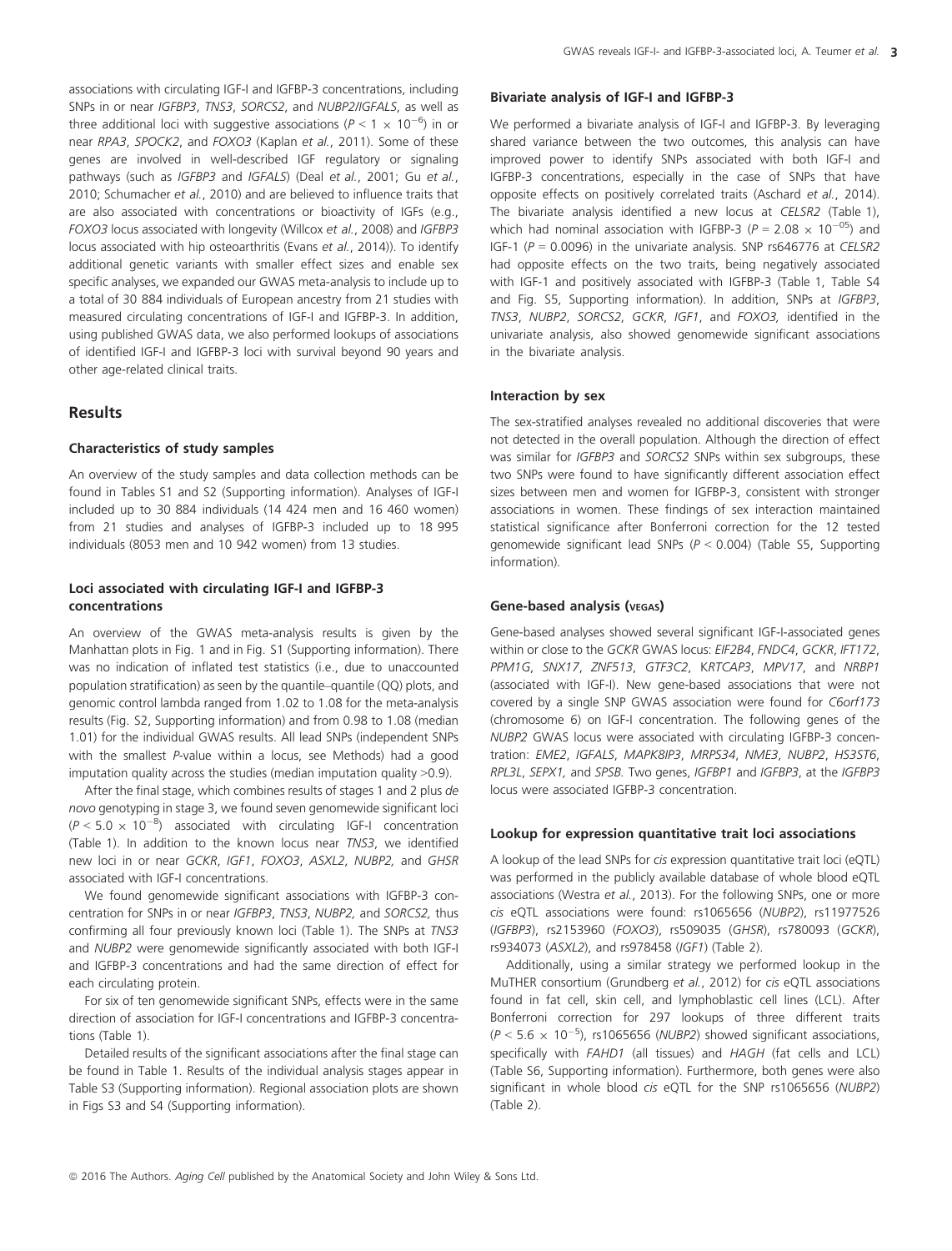associations with circulating IGF-I and IGFBP-3 concentrations, including SNPs in or near *IGFBP3*, *TNS3*, *SORCS2*, and *NUBP2/IGFALS*, as well as three additional loci with suggestive associations ($P < 1 \times 10^{-6}$) in or near *RPA3*, *SPOCK2*, and *FOXO3* (Kaplan *et al.*, 2011). Some of these genes are involved in well-described IGF regulatory or signaling pathways (such as *IGFBP3* and *IGFALS*) (Deal *et al.*, 2001; Gu *et al.*, 2010; Schumacher *et al.*, 2010) and are believed to influence traits that are also associated with concentrations or bioactivity of IGFs (e.g., *FOXO3* locus associated with longevity (Willcox *et al.*, 2008) and *IGFBP3* locus associated with hip osteoarthritis (Evans *et al.*, 2014)). To identify additional genetic variants with smaller effect sizes and enable sex specific analyses, we expanded our GWAS meta-analysis to include up to a total of 30 884 individuals of European ancestry from 21 studies with measured circulating concentrations of IGF-I and IGFBP-3. In addition, using published GWAS data, we also performed lookups of associations of identified IGF-I and IGFBP-3 loci with survival beyond 90 years and other age-related clinical traits.

## Results

### Characteristics of study samples

An overview of the study samples and data collection methods can be found in Tables S1 and S2 (Supporting information). Analyses of IGF-I included up to 30 884 individuals (14 424 men and 16 460 women) from 21 studies and analyses of IGFBP-3 included up to 18 995 individuals (8053 men and 10 942 women) from 13 studies.

### Loci associated with circulating IGF-I and IGFBP-3 concentrations

An overview of the GWAS meta-analysis results is given by the Manhattan plots in Fig. 1 and in Fig. S1 (Supporting information). There was no indication of inflated test statistics (i.e., due to unaccounted population stratification) as seen by the quantile–quantile (QQ) plots, and genomic control lambda ranged from 1.02 to 1.08 for the meta-analysis results (Fig. S2, Supporting information) and from 0.98 to 1.08 (median 1.01) for the individual GWAS results. All lead SNPs (independent SNPs with the smallest *P*-value within a locus, see Methods) had a good imputation quality across the studies (median imputation quality >0.9).

After the final stage, which combines results of stages 1 and 2 plus *de novo* genotyping in stage 3, we found seven genomewide significant loci ($P < 5.0 \times 10^{-8}$) associated with circulating IGF-I concentration (Table 1). In addition to the known locus near *TNS3*, we identified new loci in or near *GCKR*, *IGF1*, *FOXO3*, *ASXL2*, *NUBP2*, and *GHSR* associated with IGF-I concentrations.

We found genomewide significant associations with IGFBP-3 concentration for SNPs in or near *IGFBP3*, *TNS3*, *NUBP2*, and *SORCS2*, thus confirming all four previously known loci (Table 1). The SNPs at *TNS3* and *NUBP2* were genomewide significantly associated with both IGF-I and IGFBP-3 concentrations and had the same direction of effect for each circulating protein.

For six of ten genomewide significant SNPs, effects were in the same direction of association for IGF-I concentrations and IGFBP-3 concentrations (Table 1).

Detailed results of the significant associations after the final stage can be found in Table 1. Results of the individual analysis stages appear in Table S3 (Supporting information). Regional association plots are shown in Figs S3 and S4 (Supporting information).

### Bivariate analysis of IGF-I and IGFBP-3

We performed a bivariate analysis of IGF-I and IGFBP-3. By leveraging shared variance between the two outcomes, this analysis can have improved power to identify SNPs associated with both IGF-I and IGFBP-3 concentrations, especially in the case of SNPs that have opposite effects on positively correlated traits (Aschard *et al.*, 2014). The bivariate analysis identified a new locus at *CELSR2* (Table 1), which had nominal association with IGFBP-3 ($P = 2.08 \times 10^{-05}$) and IGF-1 ($P = 0.0096$) in the univariate analysis. SNP rs646776 at *CELSR2* had opposite effects on the two traits, being negatively associated with IGF-1 and positively associated with IGFBP-3 (Table 1, Table S4 and Fig. S5, Supporting information). In addition, SNPs at *IGFBP3*, *TNS3*, *NUBP2*, *SORCS2*, *GCKR*, *IGF1*, and *FOXO3*, identified in the univariate analysis, also showed genomewide significant associations in the bivariate analysis.

### Interaction by sex

The sex-stratified analyses revealed no additional discoveries that were not detected in the overall population. Although the direction of effect was similar for *IGFBP3* and *SORCS2* SNPs within sex subgroups, these two SNPs were found to have significantly different association effect sizes between men and women for IGFBP-3, consistent with stronger associations in women. These findings of sex interaction maintained statistical significance after Bonferroni correction for the 12 tested genomewide significant lead SNPs ($P < 0.004$) (Table S5, Supporting information).

### Gene-based analysis (VEGAS)

Gene-based analyses showed several significant IGF-I-associated genes within or close to the *GCKR* GWAS locus: *EIF2B4*, *FNDC4*, *GCKR*, *IFT172*, *PPM1G*, *SNX17*, *ZNF513*, *GTF3C2*, *KRTCAP3*, *MPV17*, and *NRBP1* (associated with IGF-I). New gene-based associations that were not covered by a single SNP GWAS association were found for *C6orf173* (chromosome 6) on IGF-I concentration. The following genes of the *NUBP2* GWAS locus were associated with circulating IGFBP-3 concentration: *EME2*, *IGFALS*, *MAPK8IP3*, *MRPS34*, *NME3*, *NUBP2*, *HS3ST6*, *RPL3L*, *SEPX1,* and *SPSB*. Two genes, *IGFBP1* and *IGFBP3*, at the *IGFBP3* locus were associated IGFBP-3 concentration.

### Lookup for expression quantitative trait loci associations

A lookup of the lead SNPs for *cis* expression quantitative trait loci (eQTL) was performed in the publicly available database of whole blood eQTL associations (Westra *et al.*, 2013). For the following SNPs, one or more *cis* eQTL associations were found: rs1065656 (*NUBP2*), rs11977526 (*IGFBP3*), rs2153960 (*FOXO3*), rs509035 (*GHSR*), rs780093 (*GCKR*), rs934073 (*ASXL2*), and rs978458 (*IGF1*) (Table 2).

Additionally, using a similar strategy we performed lookup in the MuTHER consortium (Grundberg *et al.*, 2012) for *cis* eQTL associations found in fat cell, skin cell, and lymphoblastic cell lines (LCL). After Bonferroni correction for 297 lookups of three different traits ($P < 5.6 \times 10^{-5}$), rs1065656 (*NUBP2*) showed significant associations, specifically with *FAHD1* (all tissues) and *HAGH* (fat cells and LCL) (Table S6, Supporting information). Furthermore, both genes were also significant in whole blood *cis* eQTL for the SNP rs1065656 (*NUBP2*) (Table 2).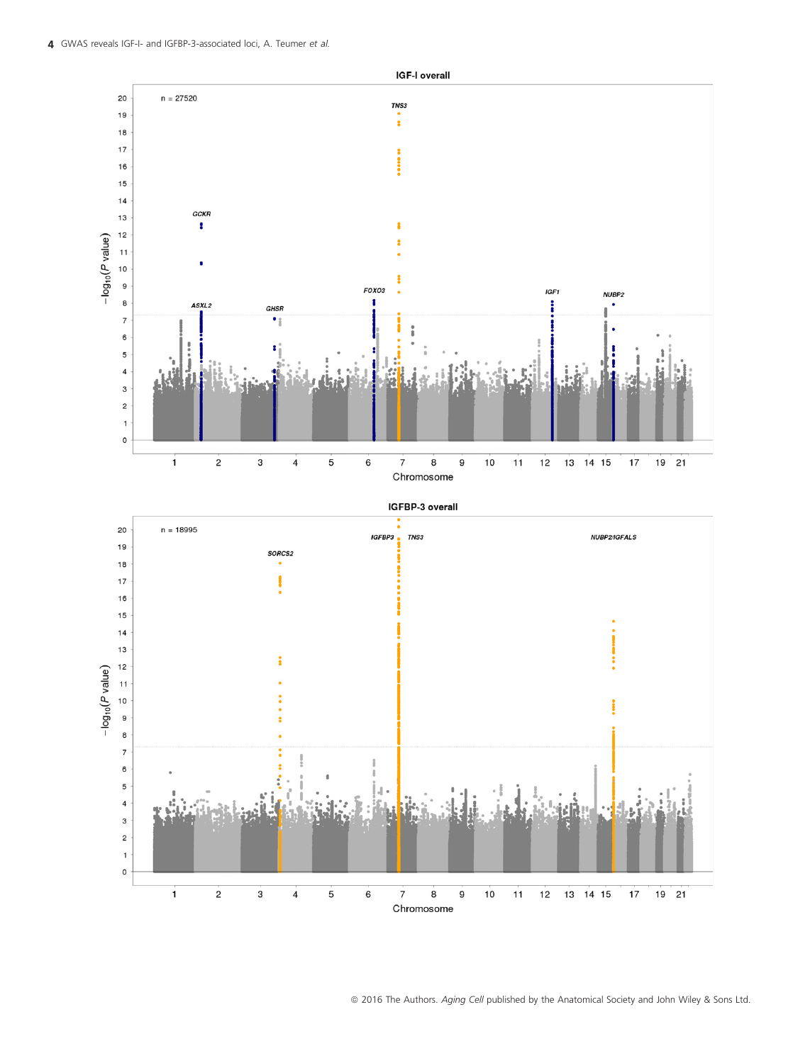## IGF-I overall

n = 27520

Gene labels: TNS3, GCKR, ASXL2, GHSR, FOXO3, IGF1, NUBP2

−log10(P value) vs Chromosome (1–21)

## IGFBP-3 overall

n = 18995

Gene labels: SORCS2, IGFBP3, TNS3, NUBP2/IGFALS

−log10(P value) vs Chromosome (1–21)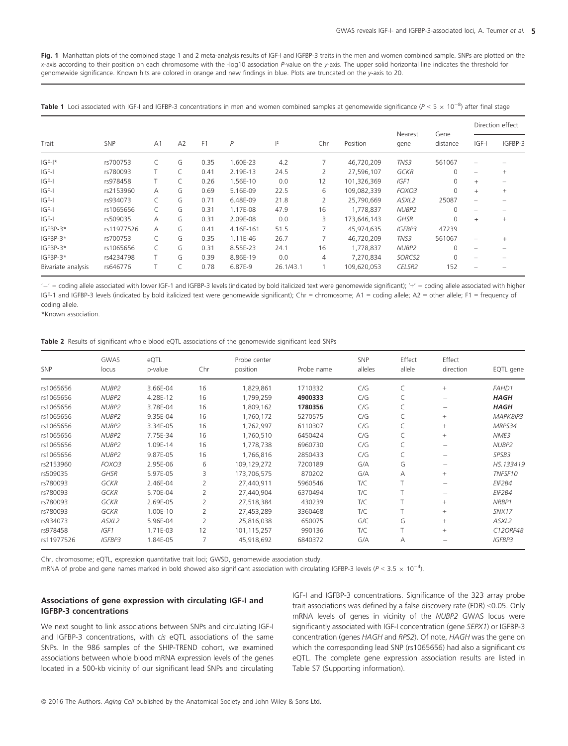**Fig. 1** Manhattan plots of the combined stage 1 and 2 meta-analysis results of IGF-I and IGFBP-3 traits in the men and women combined sample. SNPs are plotted on the *x*-axis according to their position on each chromosome with the -log10 association *P*-value on the *y*-axis. The upper solid horizontal line indicates the threshold for genomewide significance. Known hits are colored in orange and new findings in blue. Plots are truncated on the *y*-axis to 20.

**Table 1** Loci associated with IGF-I and IGFBP-3 concentrations in men and women combined samples at genomewide significance ($P < 5 \times 10^{-8}$) after final stage

| Trait | SNP | A1 | A2 | F1 | *P* | I² | Chr | Position | Nearest gene | Gene distance | Direction effect | |
|---|---|---|---|---|---|---|---|---|---|---|---|---|
| | | | | | | | | | | | IGF-I | IGFBP-3 |
| IGF-I* | rs700753 | C | G | 0.35 | 1.60E-23 | 4.2 | 7 | 46,720,209 | *TNS3* | 561067 | − | − |
| IGF-I | rs780093 | T | C | 0.41 | 2.19E-13 | 24.5 | 2 | 27,596,107 | *GCKR* | 0 | − | + |
| IGF-I | rs978458 | T | C | 0.26 | 1.56E-10 | 0.0 | 12 | 101,326,369 | *IGF1* | 0 | + | − |
| IGF-I | rs2153960 | A | G | 0.69 | 5.16E-09 | 22.5 | 6 | 109,082,339 | *FOXO3* | 0 | + | + |
| IGF-I | rs934073 | C | G | 0.71 | 6.48E-09 | 21.8 | 2 | 25,790,669 | *ASXL2* | 25087 | − | − |
| IGF-I | rs1065656 | C | G | 0.31 | 1.17E-08 | 47.9 | 16 | 1,778,837 | *NUBP2* | 0 | − | − |
| IGF-I | rs509035 | A | G | 0.31 | 2.09E-08 | 0.0 | 3 | 173,646,143 | *GHSR* | 0 | + | + |
| IGFBP-3* | rs11977526 | A | G | 0.41 | 4.16E-161 | 51.5 | 7 | 45,974,635 | *IGFBP3* | 47239 | | |
| IGFBP-3* | rs700753 | C | G | 0.35 | 1.11E-46 | 26.7 | 7 | 46,720,209 | *TNS3* | 561067 | − | + |
| IGFBP-3* | rs1065656 | C | G | 0.31 | 8.55E-23 | 24.1 | 16 | 1,778,837 | *NUBP2* | 0 | − | − |
| IGFBP-3* | rs4234798 | T | G | 0.39 | 8.86E-19 | 0.0 | 4 | 7,270,834 | *SORCS2* | 0 | − | − |
| Bivariate analysis | rs646776 | T | C | 0.78 | 6.87E-9 | 26.1/43.1 | 1 | 109,620,053 | *CELSR2* | 152 | − | − |

'−' = coding allele associated with lower IGF-1 and IGFBP-3 levels (indicated by bold italicized text were genomewide significant); '+' = coding allele associated with higher IGF-1 and IGFBP-3 levels (indicated by bold italicized text were genomewide significant); Chr = chromosome; A1 = coding allele; A2 = other allele; F1 = frequency of coding allele.
*Known association.

**Table 2** Results of significant whole blood eQTL associations of the genomewide significant lead SNPs

| SNP | GWAS locus | eQTL p-value | Chr | Probe center position | Probe name | SNP alleles | Effect allele | Effect direction | EQTL gene |
|---|---|---|---|---|---|---|---|---|---|
| rs1065656 | *NUBP2* | 3.66E-04 | 16 | 1,829,861 | 1710332 | C/G | C | + | *FAHD1* |
| rs1065656 | *NUBP2* | 4.28E-12 | 16 | 1,799,259 | **4900333** | C/G | C | − | ***HAGH*** |
| rs1065656 | *NUBP2* | 3.78E-04 | 16 | 1,809,162 | **1780356** | C/G | C | − | ***HAGH*** |
| rs1065656 | *NUBP2* | 9.35E-04 | 16 | 1,760,172 | 5270575 | C/G | C | + | *MAPK8IP3* |
| rs1065656 | *NUBP2* | 3.34E-05 | 16 | 1,762,997 | 6110307 | C/G | C | + | *MRPS34* |
| rs1065656 | *NUBP2* | 7.75E-34 | 16 | 1,760,510 | 6450424 | C/G | C | + | *NME3* |
| rs1065656 | *NUBP2* | 1.09E-14 | 16 | 1,778,738 | 6960730 | C/G | C | − | *NUBP2* |
| rs1065656 | *NUBP2* | 9.87E-05 | 16 | 1,766,816 | 2850433 | C/G | C | − | *SPSB3* |
| rs2153960 | *FOXO3* | 2.95E-06 | 6 | 109,129,272 | 7200189 | G/A | G | − | *HS.133419* |
| rs509035 | *GHSR* | 5.97E-05 | 3 | 173,706,575 | 870202 | G/A | A | + | *TNFSF10* |
| rs780093 | *GCKR* | 2.46E-04 | 2 | 27,440,911 | 5960546 | T/C | T | − | *EIF2B4* |
| rs780093 | *GCKR* | 5.70E-04 | 2 | 27,440,904 | 6370494 | T/C | T | − | *EIF2B4* |
| rs780093 | *GCKR* | 2.69E-05 | 2 | 27,518,384 | 430239 | T/C | T | + | *NRBP1* |
| rs780093 | *GCKR* | 1.00E-10 | 2 | 27,453,289 | 3360468 | T/C | T | + | *SNX17* |
| rs934073 | *ASXL2* | 5.96E-04 | 2 | 25,816,038 | 650075 | G/C | G | + | *ASXL2* |
| rs978458 | *IGF1* | 1.71E-03 | 12 | 101,115,257 | 990136 | T/C | T | + | *C12ORF48* |
| rs11977526 | *IGFBP3* | 1.84E-05 | 7 | 45,918,692 | 6840372 | G/A | A | − | *IGFBP3* |

Chr, chromosome; eQTL, expression quantitative trait loci; GWSD, genomewide association study.
mRNA of probe and gene names marked in bold showed also significant association with circulating IGFBP-3 levels ($P < 3.5 \times 10^{-4}$).

### Associations of gene expression with circulating IGF-I and IGFBP-3 concentrations

We next sought to link associations between SNPs and circulating IGF-I and IGFBP-3 concentrations, with *cis* eQTL associations of the same SNPs. In the 986 samples of the SHIP-TREND cohort, we examined associations between whole blood mRNA expression levels of the genes located in a 500-kb vicinity of our significant lead SNPs and circulating IGF-I and IGFBP-3 concentrations. Significance of the 323 array probe trait associations was defined by a false discovery rate (FDR) <0.05. Only mRNA levels of genes in vicinity of the *NUBP2* GWAS locus were significantly associated with IGF-I concentration (gene *SEPX1*) or IGFBP-3 concentration (genes *HAGH* and *RPS2*). Of note, *HAGH* was the gene on which the corresponding lead SNP (rs1065656) had also a significant *cis* eQTL. The complete gene expression association results are listed in Table S7 (Supporting information).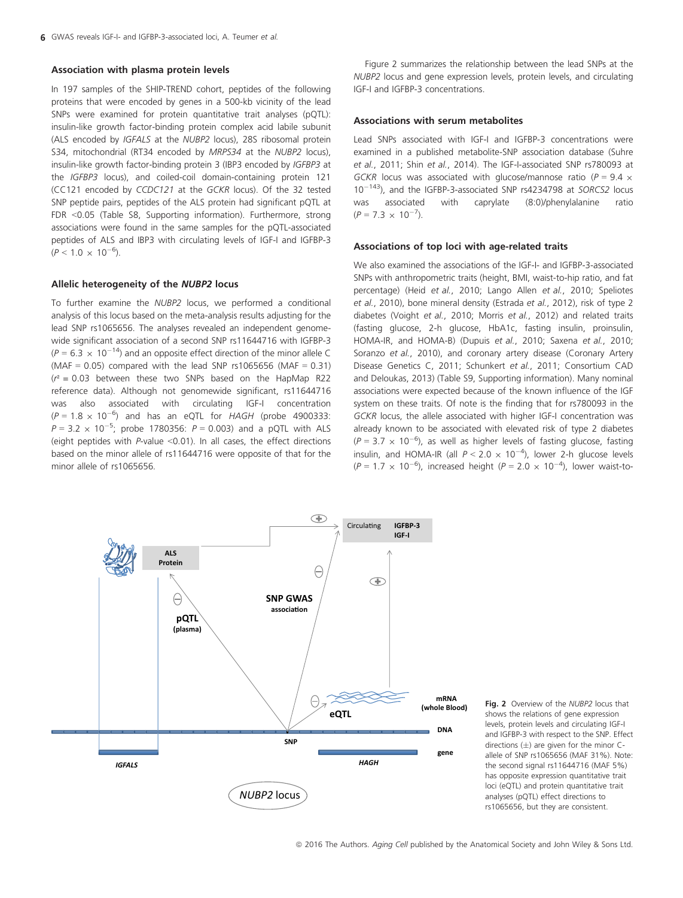### Association with plasma protein levels

In 197 samples of the SHIP-TREND cohort, peptides of the following proteins that were encoded by genes in a 500-kb vicinity of the lead SNPs were examined for protein quantitative trait analyses (pQTL): insulin-like growth factor-binding protein complex acid labile subunit (ALS encoded by *IGFALS* at the *NUBP2* locus), 28S ribosomal protein S34, mitochondrial (RT34 encoded by *MRPS34* at the *NUBP2* locus), insulin-like growth factor-binding protein 3 (IBP3 encoded by *IGFBP3* at the *IGFBP3* locus), and coiled-coil domain-containing protein 121 (CC121 encoded by *CCDC121* at the *GCKR* locus). Of the 32 tested SNP peptide pairs, peptides of the ALS protein had significant pQTL at FDR <0.05 (Table S8, Supporting information). Furthermore, strong associations were found in the same samples for the pQTL-associated peptides of ALS and IBP3 with circulating levels of IGF-I and IGFBP-3 ($P < 1.0 \times 10^{-6}$).

### Allelic heterogeneity of the *NUBP2* locus

To further examine the *NUBP2* locus, we performed a conditional analysis of this locus based on the meta-analysis results adjusting for the lead SNP rs1065656. The analyses revealed an independent genome-wide significant association of a second SNP rs11644716 with IGFBP-3 ($P = 6.3 \times 10^{-14}$) and an opposite effect direction of the minor allele C (MAF = 0.05) compared with the lead SNP rs1065656 (MAF = 0.31) ($r^2$ = 0.03 between these two SNPs based on the HapMap R22 reference data). Although not genomewide significant, rs11644716 was also associated with circulating IGF-I concentration ($P = 1.8 \times 10^{-6}$) and has an eQTL for *HAGH* (probe 4900333: $P = 3.2 \times 10^{-5}$; probe 1780356: $P = 0.003$) and a pQTL with ALS (eight peptides with *P*-value <0.01). In all cases, the effect directions based on the minor allele of rs11644716 were opposite of that for the minor allele of rs1065656.

Figure 2 summarizes the relationship between the lead SNPs at the *NUBP2* locus and gene expression levels, protein levels, and circulating IGF-I and IGFBP-3 concentrations.

### Associations with serum metabolites

Lead SNPs associated with IGF-I and IGFBP-3 concentrations were examined in a published metabolite-SNP association database (Suhre *et al.*, 2011; Shin *et al.*, 2014). The IGF-I-associated SNP rs780093 at *GCKR* locus was associated with glucose/mannose ratio ($P = 9.4 \times 10^{-143}$), and the IGFBP-3-associated SNP rs4234798 at *SORCS2* locus was associated with caprylate (8:0)/phenylalanine ratio ($P = 7.3 \times 10^{-7}$).

### Associations of top loci with age-related traits

We also examined the associations of the IGF-I- and IGFBP-3-associated SNPs with anthropometric traits (height, BMI, waist-to-hip ratio, and fat percentage) (Heid *et al.*, 2010; Lango Allen *et al.*, 2010; Speliotes *et al.*, 2010), bone mineral density (Estrada *et al.*, 2012), risk of type 2 diabetes (Voight *et al.*, 2010; Morris *et al.*, 2012) and related traits (fasting glucose, 2-h glucose, HbA1c, fasting insulin, proinsulin, HOMA-IR, and HOMA-B) (Dupuis *et al.*, 2010; Saxena *et al.*, 2010; Soranzo *et al.*, 2010), and coronary artery disease (Coronary Artery Disease Genetics C, 2011; Schunkert *et al.*, 2011; Consortium CAD and Deloukas, 2013) (Table S9, Supporting information). Many nominal associations were expected because of the known influence of the IGF system on these traits. Of note is the finding that for rs780093 in the *GCKR* locus, the allele associated with higher IGF-I concentration was already known to be associated with elevated risk of type 2 diabetes ($P = 3.7 \times 10^{-6}$), as well as higher levels of fasting glucose, fasting insulin, and HOMA-IR (all $P < 2.0 \times 10^{-4}$), lower 2-h glucose levels ($P = 1.7 \times 10^{-6}$), increased height ($P = 2.0 \times 10^{-4}$), lower waist-to-

**Fig. 2** Overview of the *NUBP2* locus that shows the relations of gene expression levels, protein levels and circulating IGF-I and IGFBP-3 with respect to the SNP. Effect directions (±) are given for the minor C-allele of SNP rs1065656 (MAF 31%). Note: the second signal rs11644716 (MAF 5%) has opposite expression quantitative trait loci (eQTL) and protein quantitative trait analyses (pQTL) effect directions to rs1065656, but they are consistent.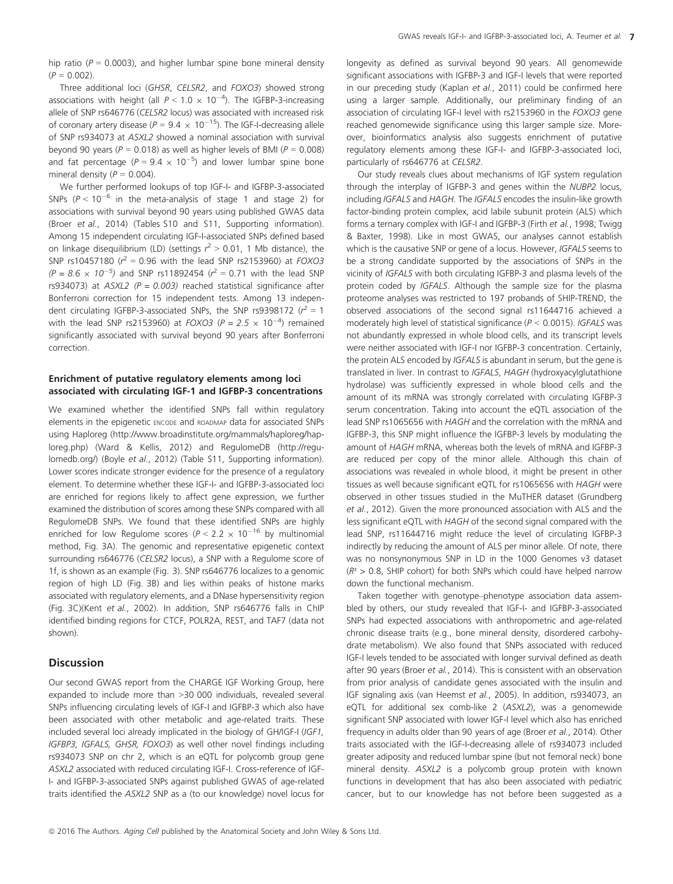hip ratio ($P = 0.0003$), and higher lumbar spine bone mineral density ($P = 0.002$).

Three additional loci (*GHSR*, *CELSR2*, and *FOXO3*) showed strong associations with height (all $P < 1.0 \times 10^{-4}$). The IGFBP-3-increasing allele of SNP rs646776 (*CELSR2* locus) was associated with increased risk of coronary artery disease ($P = 9.4 \times 10^{-15}$). The IGF-I-decreasing allele of SNP rs934073 at *ASXL2* showed a nominal association with survival beyond 90 years ($P = 0.018$) as well as higher levels of BMI ($P = 0.008$) and fat percentage ($P = 9.4 \times 10^{-5}$) and lower lumbar spine bone mineral density ($P = 0.004$).

We further performed lookups of top IGF-I- and IGFBP-3-associated SNPs ($P < 10^{-6}$ in the meta-analysis of stage 1 and stage 2) for associations with survival beyond 90 years using published GWAS data (Broer *et al.*, 2014) (Tables S10 and S11, Supporting information). Among 15 independent circulating IGF-I-associated SNPs defined based on linkage disequilibrium (LD) (settings $r^2 > 0.01$, 1 Mb distance), the SNP rs10457180 ($r^2 = 0.96$ with the lead SNP rs2153960) at *FOXO3* (*$P = 8.6 \times 10^{-5}$*) and SNP rs11892454 ($r^2 = 0.71$ with the lead SNP rs934073) at *ASXL2* (*$P = 0.003$*) reached statistical significance after Bonferroni correction for 15 independent tests. Among 13 independent circulating IGFBP-3-associated SNPs, the SNP rs9398172 ($r^2 = 1$ with the lead SNP rs2153960) at *FOXO3* (*$P = 2.5 \times 10^{-4}$*) remained significantly associated with survival beyond 90 years after Bonferroni correction.

### Enrichment of putative regulatory elements among loci associated with circulating IGF-1 and IGFBP-3 concentrations

We examined whether the identified SNPs fall within regulatory elements in the epigenetic ENCODE and ROADMAP data for associated SNPs using Haploreg (http://www.broadinstitute.org/mammals/haploreg/haploreg.php) (Ward & Kellis, 2012) and RegulomeDB (http://regulomedb.org/) (Boyle *et al.*, 2012) (Table S11, Supporting information). Lower scores indicate stronger evidence for the presence of a regulatory element. To determine whether these IGF-I- and IGFBP-3-associated loci are enriched for regions likely to affect gene expression, we further examined the distribution of scores among these SNPs compared with all RegulomeDB SNPs. We found that these identified SNPs are highly enriched for low Regulome scores ($P < 2.2 \times 10^{-16}$ by multinomial method, Fig. 3A). The genomic and representative epigenetic context surrounding rs646776 (*CELSR2* locus), a SNP with a Regulome score of 1f, is shown as an example (Fig. 3). SNP rs646776 localizes to a genomic region of high LD (Fig. 3B) and lies within peaks of histone marks associated with regulatory elements, and a DNase hypersensitivity region (Fig. 3C)(Kent *et al.*, 2002). In addition, SNP rs646776 falls in ChIP identified binding regions for CTCF, POLR2A, REST, and TAF7 (data not shown).

## Discussion

Our second GWAS report from the CHARGE IGF Working Group, here expanded to include more than >30 000 individuals, revealed several SNPs influencing circulating levels of IGF-I and IGFBP-3 which also have been associated with other metabolic and age-related traits. These included several loci already implicated in the biology of GH/IGF-I (*IGF1, IGFBP3, IGFALS, GHSR, FOXO3*) as well other novel findings including rs934073 SNP on chr 2, which is an eQTL for polycomb group gene *ASXL2* associated with reduced circulating IGF-I. Cross-reference of IGF-I- and IGFBP-3-associated SNPs against published GWAS of age-related traits identified the *ASXL2* SNP as a (to our knowledge) novel locus for longevity as defined as survival beyond 90 years. All genomewide significant associations with IGFBP-3 and IGF-I levels that were reported in our preceding study (Kaplan *et al.*, 2011) could be confirmed here using a larger sample. Additionally, our preliminary finding of an association of circulating IGF-I level with rs2153960 in the *FOXO3* gene reached genomewide significance using this larger sample size. Moreover, bioinformatics analysis also suggests enrichment of putative regulatory elements among these IGF-I- and IGFBP-3-associated loci, particularly of rs646776 at *CELSR2*.

Our study reveals clues about mechanisms of IGF system regulation through the interplay of IGFBP-3 and genes within the *NUBP2* locus, including *IGFALS* and *HAGH*. The *IGFALS* encodes the insulin-like growth factor-binding protein complex, acid labile subunit protein (ALS) which forms a ternary complex with IGF-I and IGFBP-3 (Firth *et al.*, 1998; Twigg & Baxter, 1998). Like in most GWAS, our analyses cannot establish which is the causative SNP or gene of a locus. However, *IGFALS* seems to be a strong candidate supported by the associations of SNPs in the vicinity of *IGFALS* with both circulating IGFBP-3 and plasma levels of the protein coded by *IGFALS*. Although the sample size for the plasma proteome analyses was restricted to 197 probands of SHIP-TREND, the observed associations of the second signal rs11644716 achieved a moderately high level of statistical significance ($P < 0.0015$). *IGFALS* was not abundantly expressed in whole blood cells, and its transcript levels were neither associated with IGF-I nor IGFBP-3 concentration. Certainly, the protein ALS encoded by *IGFALS* is abundant in serum, but the gene is translated in liver. In contrast to *IGFALS*, *HAGH* (hydroxyacylglutathione hydrolase) was sufficiently expressed in whole blood cells and the amount of its mRNA was strongly correlated with circulating IGFBP-3 serum concentration. Taking into account the eQTL association of the lead SNP rs1065656 with *HAGH* and the correlation with the mRNA and IGFBP-3, this SNP might influence the IGFBP-3 levels by modulating the amount of *HAGH* mRNA, whereas both the levels of mRNA and IGFBP-3 are reduced per copy of the minor allele. Although this chain of associations was revealed in whole blood, it might be present in other tissues as well because significant eQTL for rs1065656 with *HAGH* were observed in other tissues studied in the MuTHER dataset (Grundberg *et al.*, 2012). Given the more pronounced association with ALS and the less significant eQTL with *HAGH* of the second signal compared with the lead SNP, rs11644716 might reduce the level of circulating IGFBP-3 indirectly by reducing the amount of ALS per minor allele. Of note, there was no nonsynonymous SNP in LD in the 1000 Genomes v3 dataset ($R^2 > 0.8$, SHIP cohort) for both SNPs which could have helped narrow down the functional mechanism.

Taken together with genotype–phenotype association data assembled by others, our study revealed that IGF-I- and IGFBP-3-associated SNPs had expected associations with anthropometric and age-related chronic disease traits (e.g., bone mineral density, disordered carbohydrate metabolism). We also found that SNPs associated with reduced IGF-I levels tended to be associated with longer survival defined as death after 90 years (Broer *et al.*, 2014). This is consistent with an observation from prior analysis of candidate genes associated with the insulin and IGF signaling axis (van Heemst *et al.*, 2005). In addition, rs934073, an eQTL for additional sex comb-like 2 (*ASXL2*), was a genomewide significant SNP associated with lower IGF-I level which also has enriched frequency in adults older than 90 years of age (Broer *et al.*, 2014). Other traits associated with the IGF-I-decreasing allele of rs934073 included greater adiposity and reduced lumbar spine (but not femoral neck) bone mineral density. *ASXL2* is a polycomb group protein with known functions in development that has also been associated with pediatric cancer, but to our knowledge has not before been suggested as a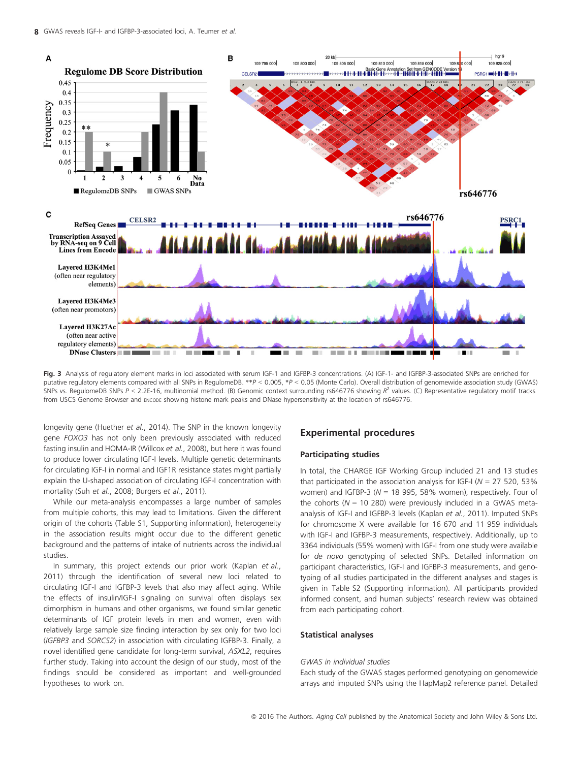**Fig. 3** Analysis of regulatory element marks in loci associated with serum IGF-1 and IGFBP-3 concentrations. (A) IGF-1- and IGFBP-3-associated SNPs are enriched for putative regulatory elements compared with all SNPs in RegulomeDB. $^{**}P < 0.005$, $^{*}P < 0.05$ (Monte Carlo). Overall distribution of genomewide association study (GWAS) SNPs vs. RegulomeDB SNPs $P < 2.2\text{E-}16$, multinomial method. (B) Genomic context surrounding rs646776 showing $R^2$ values. (C) Representative regulatory motif tracks from USCS Genome Browser and ENCODE showing histone mark peaks and DNase hypersensitivity at the location of rs646776.

longevity gene (Huether *et al.*, 2014). The SNP in the known longevity gene *FOXO3* has not only been previously associated with reduced fasting insulin and HOMA-IR (Willcox *et al.*, 2008), but here it was found to produce lower circulating IGF-I levels. Multiple genetic determinants for circulating IGF-I in normal and IGF1R resistance states might partially explain the U-shaped association of circulating IGF-I concentration with mortality (Suh *et al.*, 2008; Burgers *et al.*, 2011).

While our meta-analysis encompasses a large number of samples from multiple cohorts, this may lead to limitations. Given the different origin of the cohorts (Table S1, Supporting information), heterogeneity in the association results might occur due to the different genetic background and the patterns of intake of nutrients across the individual studies.

In summary, this project extends our prior work (Kaplan *et al.*, 2011) through the identification of several new loci related to circulating IGF-I and IGFBP-3 levels that also may affect aging. While the effects of insulin/IGF-I signaling on survival often displays sex dimorphism in humans and other organisms, we found similar genetic determinants of IGF protein levels in men and women, even with relatively large sample size finding interaction by sex only for two loci (*IGFBP3* and *SORCS2*) in association with circulating IGFBP-3. Finally, a novel identified gene candidate for long-term survival, *ASXL2*, requires further study. Taking into account the design of our study, most of the findings should be considered as important and well-grounded hypotheses to work on.

## Experimental procedures

### Participating studies

In total, the CHARGE IGF Working Group included 21 and 13 studies that participated in the association analysis for IGF-I ($N$ = 27 520, 53% women) and IGFBP-3 ($N$ = 18 995, 58% women), respectively. Four of the cohorts ($N$ = 10 280) were previously included in a GWAS meta-analysis of IGF-I and IGFBP-3 levels (Kaplan *et al.*, 2011). Imputed SNPs for chromosome X were available for 16 670 and 11 959 individuals with IGF-I and IGFBP-3 measurements, respectively. Additionally, up to 3364 individuals (55% women) with IGF-I from one study were available for *de novo* genotyping of selected SNPs. Detailed information on participant characteristics, IGF-I and IGFBP-3 measurements, and genotyping of all studies participated in the different analyses and stages is given in Table S2 (Supporting information). All participants provided informed consent, and human subjects' research review was obtained from each participating cohort.

### Statistical analyses

*GWAS in individual studies*

Each study of the GWAS stages performed genotyping on genomewide arrays and imputed SNPs using the HapMap2 reference panel. Detailed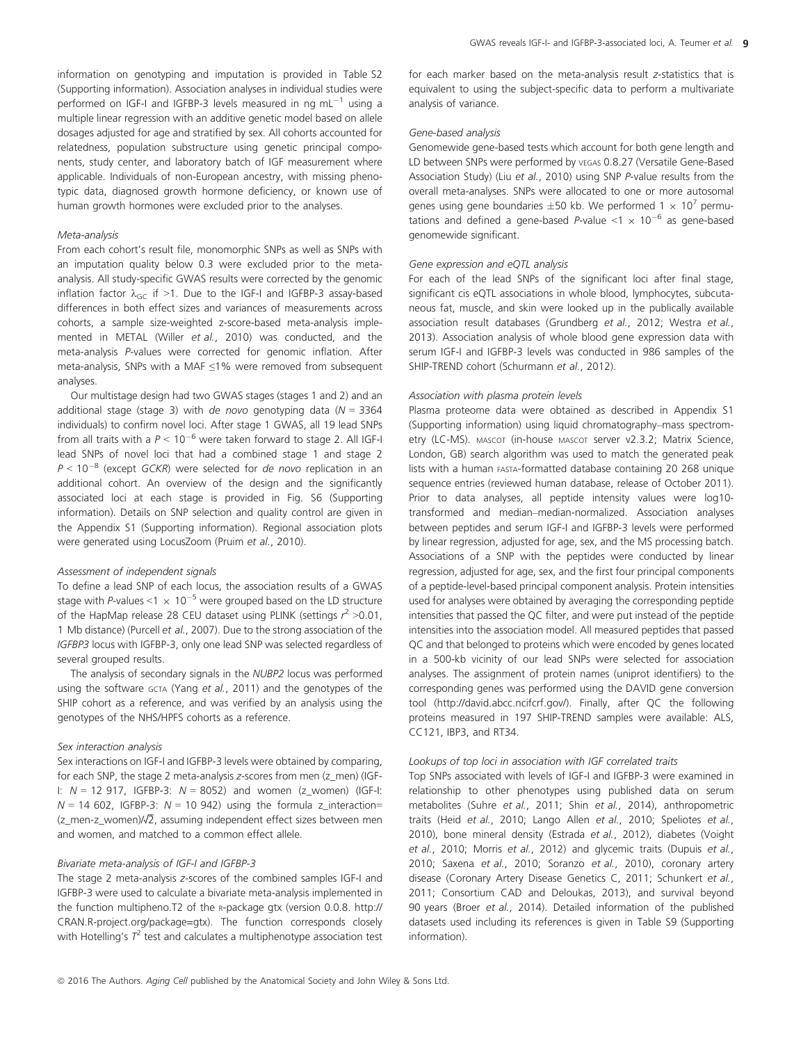information on genotyping and imputation is provided in Table S2 (Supporting information). Association analyses in individual studies were performed on IGF-I and IGFBP-3 levels measured in ng $mL^{-1}$ using a multiple linear regression with an additive genetic model based on allele dosages adjusted for age and stratified by sex. All cohorts accounted for relatedness, population substructure using genetic principal components, study center, and laboratory batch of IGF measurement where applicable. Individuals of non-European ancestry, with missing phenotypic data, diagnosed growth hormone deficiency, or known use of human growth hormones were excluded prior to the analyses.

#### Meta-analysis

From each cohort's result file, monomorphic SNPs as well as SNPs with an imputation quality below 0.3 were excluded prior to the meta-analysis. All study-specific GWAS results were corrected by the genomic inflation factor $\lambda_{GC}$ if >1. Due to the IGF-I and IGFBP-3 assay-based differences in both effect sizes and variances of measurements across cohorts, a sample size-weighted z-score-based meta-analysis implemented in METAL (Willer *et al.*, 2010) was conducted, and the meta-analysis *P*-values were corrected for genomic inflation. After meta-analysis, SNPs with a MAF ≤1% were removed from subsequent analyses.

Our multistage design had two GWAS stages (stages 1 and 2) and an additional stage (stage 3) with *de novo* genotyping data ($N$ = 3364 individuals) to confirm novel loci. After stage 1 GWAS, all 19 lead SNPs from all traits with a $P < 10^{-6}$ were taken forward to stage 2. All IGF-I lead SNPs of novel loci that had a combined stage 1 and stage 2 $P < 10^{-8}$ (except *GCKR*) were selected for *de novo* replication in an additional cohort. An overview of the design and the significantly associated loci at each stage is provided in Fig. S6 (Supporting information). Details on SNP selection and quality control are given in the Appendix S1 (Supporting information). Regional association plots were generated using LocusZoom (Pruim *et al.*, 2010).

#### Assessment of independent signals

To define a lead SNP of each locus, the association results of a GWAS stage with *P*-values $<1 \times 10^{-5}$ were grouped based on the LD structure of the HapMap release 28 CEU dataset using PLINK (settings $r^2$ >0.01, 1 Mb distance) (Purcell *et al.*, 2007). Due to the strong association of the *IGFBP3* locus with IGFBP-3, only one lead SNP was selected regardless of several grouped results.

The analysis of secondary signals in the *NUBP2* locus was performed using the software GCTA (Yang *et al.*, 2011) and the genotypes of the SHIP cohort as a reference, and was verified by an analysis using the genotypes of the NHS/HPFS cohorts as a reference.

#### Sex interaction analysis

Sex interactions on IGF-I and IGFBP-3 levels were obtained by comparing, for each SNP, the stage 2 meta-analysis z-scores from men (z_men) (IGF-I: $N$ = 12 917, IGFBP-3: $N$ = 8052) and women (z_women) (IGF-I: $N$ = 14 602, IGFBP-3: $N$ = 10 942) using the formula z_interaction= (z_men-z_women)/$\sqrt{2}$, assuming independent effect sizes between men and women, and matched to a common effect allele.

#### Bivariate meta-analysis of IGF-I and IGFBP-3

The stage 2 meta-analysis z-scores of the combined samples IGF-I and IGFBP-3 were used to calculate a bivariate meta-analysis implemented in the function multipheno.T2 of the R-package gtx (version 0.0.8. http://CRAN.R-project.org/package=gtx). The function corresponds closely with Hotelling's $T^2$ test and calculates a multiphenotype association test for each marker based on the meta-analysis result z-statistics that is equivalent to using the subject-specific data to perform a multivariate analysis of variance.

#### Gene-based analysis

Genomewide gene-based tests which account for both gene length and LD between SNPs were performed by VEGAS 0.8.27 (Versatile Gene-Based Association Study) (Liu *et al.*, 2010) using SNP *P*-value results from the overall meta-analyses. SNPs were allocated to one or more autosomal genes using gene boundaries ±50 kb. We performed $1 \times 10^7$ permutations and defined a gene-based *P*-value $<1 \times 10^{-6}$ as gene-based genomewide significant.

#### Gene expression and eQTL analysis

For each of the lead SNPs of the significant loci after final stage, significant cis eQTL associations in whole blood, lymphocytes, subcutaneous fat, muscle, and skin were looked up in the publically available association result databases (Grundberg *et al.*, 2012; Westra *et al.*, 2013). Association analysis of whole blood gene expression data with serum IGF-I and IGFBP-3 levels was conducted in 986 samples of the SHIP-TREND cohort (Schurmann *et al.*, 2012).

#### Association with plasma protein levels

Plasma proteome data were obtained as described in Appendix S1 (Supporting information) using liquid chromatography–mass spectrometry (LC-MS). MASCOT (in-house MASCOT server v2.3.2; Matrix Science, London, GB) search algorithm was used to match the generated peak lists with a human FASTA-formatted database containing 20 268 unique sequence entries (reviewed human database, release of October 2011). Prior to data analyses, all peptide intensity values were log10-transformed and median–median-normalized. Association analyses between peptides and serum IGF-I and IGFBP-3 levels were performed by linear regression, adjusted for age, sex, and the MS processing batch. Associations of a SNP with the peptides were conducted by linear regression, adjusted for age, sex, and the first four principal components of a peptide-level-based principal component analysis. Protein intensities used for analyses were obtained by averaging the corresponding peptide intensities that passed the QC filter, and were put instead of the peptide intensities into the association model. All measured peptides that passed QC and that belonged to proteins which were encoded by genes located in a 500-kb vicinity of our lead SNPs were selected for association analyses. The assignment of protein names (uniprot identifiers) to the corresponding genes was performed using the DAVID gene conversion tool (http://david.abcc.ncifcrf.gov/). Finally, after QC the following proteins measured in 197 SHIP-TREND samples were available: ALS, CC121, IBP3, and RT34.

#### Lookups of top loci in association with IGF correlated traits

Top SNPs associated with levels of IGF-I and IGFBP-3 were examined in relationship to other phenotypes using published data on serum metabolites (Suhre *et al.*, 2011; Shin *et al.*, 2014), anthropometric traits (Heid *et al.*, 2010; Lango Allen *et al.*, 2010; Speliotes *et al.*, 2010), bone mineral density (Estrada *et al.*, 2012), diabetes (Voight *et al.*, 2010; Morris *et al.*, 2012) and glycemic traits (Dupuis *et al.*, 2010; Saxena *et al.*, 2010; Soranzo *et al.*, 2010), coronary artery disease (Coronary Artery Disease Genetics C, 2011; Schunkert *et al.*, 2011; Consortium CAD and Deloukas, 2013), and survival beyond 90 years (Broer *et al.*, 2014). Detailed information of the published datasets used including its references is given in Table S9 (Supporting information).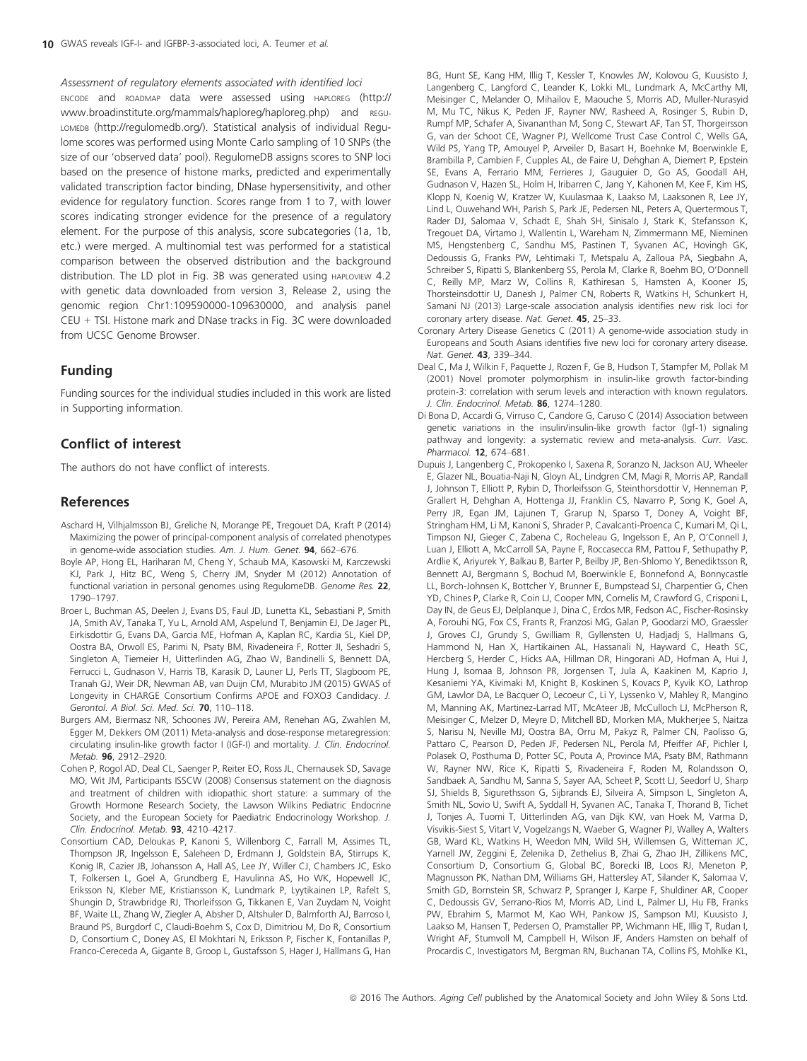*Assessment of regulatory elements associated with identified loci*

ENCODE and ROADMAP data were assessed using HAPLOREG (http://www.broadinstitute.org/mammals/haploreg/haploreg.php) and REGULOMEDB (http://regulomedb.org/). Statistical analysis of individual Regulome scores was performed using Monte Carlo sampling of 10 SNPs (the size of our 'observed data' pool). RegulomeDB assigns scores to SNP loci based on the presence of histone marks, predicted and experimentally validated transcription factor binding, DNase hypersensitivity, and other evidence for regulatory function. Scores range from 1 to 7, with lower scores indicating stronger evidence for the presence of a regulatory element. For the purpose of this analysis, score subcategories (1a, 1b, etc.) were merged. A multinomial test was performed for a statistical comparison between the observed distribution and the background distribution. The LD plot in Fig. 3B was generated using HAPLOVIEW 4.2 with genetic data downloaded from version 3, Release 2, using the genomic region Chr1:109590000-109630000, and analysis panel CEU + TSI. Histone mark and DNase tracks in Fig. 3C were downloaded from UCSC Genome Browser.

## Funding

Funding sources for the individual studies included in this work are listed in Supporting information.

## Conflict of interest

The authors do not have conflict of interests.

## References

Aschard H, Vilhjalmsson BJ, Greliche N, Morange PE, Tregouet DA, Kraft P (2014) Maximizing the power of principal-component analysis of correlated phenotypes in genome-wide association studies. *Am. J. Hum. Genet.* **94**, 662–676.

Boyle AP, Hong EL, Hariharan M, Cheng Y, Schaub MA, Kasowski M, Karczewski KJ, Park J, Hitz BC, Weng S, Cherry JM, Snyder M (2012) Annotation of functional variation in personal genomes using RegulomeDB. *Genome Res.* **22**, 1790–1797.

Broer L, Buchman AS, Deelen J, Evans DS, Faul JD, Lunetta KL, Sebastiani P, Smith JA, Smith AV, Tanaka T, Yu L, Arnold AM, Aspelund T, Benjamin EJ, De Jager PL, Eirkisdottir G, Evans DA, Garcia ME, Hofman A, Kaplan RC, Kardia SL, Kiel DP, Oostra BA, Orwoll ES, Parimi N, Psaty BM, Rivadeneira F, Rotter JI, Seshadri S, Singleton A, Tiemeier H, Uitterlinden AG, Zhao W, Bandinelli S, Bennett DA, Ferrucci L, Gudnason V, Harris TB, Karasik D, Launer LJ, Perls TT, Slagboom PE, Tranah GJ, Weir DR, Newman AB, van Duijn CM, Murabito JM (2015) GWAS of Longevity in CHARGE Consortium Confirms APOE and FOXO3 Candidacy. *J. Gerontol. A Biol. Sci. Med. Sci.* **70**, 110–118.

Burgers AM, Biermasz NR, Schoones JW, Pereira AM, Renehan AG, Zwahlen M, Egger M, Dekkers OM (2011) Meta-analysis and dose-response metaregression: circulating insulin-like growth factor I (IGF-I) and mortality. *J. Clin. Endocrinol. Metab.* **96**, 2912–2920.

Cohen P, Rogol AD, Deal CL, Saenger P, Reiter EO, Ross JL, Chernausek SD, Savage MO, Wit JM, Participants ISSCW (2008) Consensus statement on the diagnosis and treatment of children with idiopathic short stature: a summary of the Growth Hormone Research Society, the Lawson Wilkins Pediatric Endocrine Society, and the European Society for Paediatric Endocrinology Workshop. *J. Clin. Endocrinol. Metab.* **93**, 4210–4217.

Consortium CAD, Deloukas P, Kanoni S, Willenborg C, Farrall M, Assimes TL, Thompson JR, Ingelsson E, Saleheen D, Erdmann J, Goldstein BA, Stirrups K, Konig IR, Cazier JB, Johansson A, Hall AS, Lee JY, Willer CJ, Chambers JC, Esko T, Folkersen L, Goel A, Grundberg E, Havulinna AS, Ho WK, Hopewell JC, Eriksson N, Kleber ME, Kristiansson K, Lundmark P, Lyytikainen LP, Rafelt S, Shungin D, Strawbridge RJ, Thorleifsson G, Tikkanen E, Van Zuydam N, Voight BF, Waite LL, Zhang W, Ziegler A, Absher D, Altshuler D, Balmforth AJ, Barroso I, Braund PS, Burgdorf C, Claudi-Boehm S, Cox D, Dimitriou M, Do R, Consortium D, Consortium C, Doney AS, El Mokhtari N, Eriksson P, Fischer K, Fontanillas P, Franco-Cereceda A, Gigante B, Groop L, Gustafsson S, Hager J, Hallmans G, Han BG, Hunt SE, Kang HM, Illig T, Kessler T, Knowles JW, Kolovou G, Kuusisto J, Langenberg C, Langford C, Leander K, Lokki ML, Lundmark A, McCarthy MI, Meisinger C, Melander O, Mihailov E, Maouche S, Morris AD, Muller-Nurasyid M, Mu TC, Nikus K, Peden JF, Rayner NW, Rasheed A, Rosinger S, Rubin D, Rumpf MP, Schafer A, Sivananthan M, Song C, Stewart AF, Tan ST, Thorgeirsson G, van der Schoot CE, Wagner PJ, Wellcome Trust Case Control C, Wells GA, Wild PS, Yang TP, Amouyel P, Arveiler D, Basart H, Boehnke M, Boerwinkle E, Brambilla P, Cambien F, Cupples AL, de Faire U, Dehghan A, Diemert P, Epstein SE, Evans A, Ferrario MM, Ferrieres J, Gauguier D, Go AS, Goodall AH, Gudnason V, Hazen SL, Holm H, Iribarren C, Jang Y, Kahonen M, Kee F, Kim HS, Klopp N, Koenig W, Kratzer W, Kuulasmaa K, Laakso M, Laaksonen R, Lee JY, Lind L, Ouwehand WH, Parish S, Park JE, Pedersen NL, Peters A, Quertermous T, Rader DJ, Salomaa V, Schadt E, Shah SH, Sinisalo J, Stark K, Stefansson K, Tregouet DA, Virtamo J, Wallentin L, Wareham N, Zimmermann ME, Nieminen MS, Hengstenberg C, Sandhu MS, Pastinen T, Syvanen AC, Hovingh GK, Dedoussis G, Franks PW, Lehtimaki T, Metspalu A, Zalloua PA, Siegbahn A, Schreiber S, Ripatti S, Blankenberg SS, Perola M, Clarke R, Boehm BO, O'Donnell C, Reilly MP, Marz W, Collins R, Kathiresan S, Hamsten A, Kooner JS, Thorsteinsdottir U, Danesh J, Palmer CN, Roberts R, Watkins H, Schunkert H, Samani NJ (2013) Large-scale association analysis identifies new risk loci for coronary artery disease. *Nat. Genet.* **45**, 25–33.

Coronary Artery Disease Genetics C (2011) A genome-wide association study in Europeans and South Asians identifies five new loci for coronary artery disease. *Nat. Genet.* **43**, 339–344.

Deal C, Ma J, Wilkin F, Paquette J, Rozen F, Ge B, Hudson T, Stampfer M, Pollak M (2001) Novel promoter polymorphism in insulin-like growth factor-binding protein-3: correlation with serum levels and interaction with known regulators. *J. Clin. Endocrinol. Metab.* **86**, 1274–1280.

Di Bona D, Accardi G, Virruso C, Candore G, Caruso C (2014) Association between genetic variations in the insulin/insulin-like growth factor (Igf-1) signaling pathway and longevity: a systematic review and meta-analysis. *Curr. Vasc. Pharmacol.* **12**, 674–681.

Dupuis J, Langenberg C, Prokopenko I, Saxena R, Soranzo N, Jackson AU, Wheeler E, Glazer NL, Bouatia-Naji N, Gloyn AL, Lindgren CM, Magi R, Morris AP, Randall J, Johnson T, Elliott P, Rybin D, Thorleifsson G, Steinthorsdottir V, Henneman P, Grallert H, Dehghan A, Hottenga JJ, Franklin CS, Navarro P, Song K, Goel A, Perry JR, Egan JM, Lajunen T, Grarup N, Sparso T, Doney A, Voight BF, Stringham HM, Li M, Kanoni S, Shrader P, Cavalcanti-Proenca C, Kumari M, Qi L, Timpson NJ, Gieger C, Zabena C, Rocheleau G, Ingelsson E, An P, O'Connell J, Luan J, Elliott A, McCarroll SA, Payne F, Roccasecca RM, Pattou F, Sethupathy P, Ardlie K, Ariyurek Y, Balkau B, Barter P, Beilby JP, Ben-Shlomo Y, Benediktsson R, Bennett AJ, Bergmann S, Bochud M, Boerwinkle E, Bonnefond A, Bonnycastle LL, Borch-Johnsen K, Bottcher Y, Brunner E, Bumpstead SJ, Charpentier G, Chen YD, Chines P, Clarke R, Coin LJ, Cooper MN, Cornelis M, Crawford G, Crisponi L, Day IN, de Geus EJ, Delplanque J, Dina C, Erdos MR, Fedson AC, Fischer-Rosinsky A, Forouhi NG, Fox CS, Frants R, Franzosi MG, Galan P, Goodarzi MO, Graessler J, Groves CJ, Grundy S, Gwilliam R, Gyllensten U, Hadjadj S, Hallmans G, Hammond N, Han X, Hartikainen AL, Hassanali N, Hayward C, Heath SC, Hercberg S, Herder C, Hicks AA, Hillman DR, Hingorani AD, Hofman A, Hui J, Hung J, Isomaa B, Johnson PR, Jorgensen T, Jula A, Kaakinen M, Kaprio J, Kesaniemi YA, Kivimaki M, Knight B, Koskinen S, Kovacs P, Kyvik KO, Lathrop GM, Lawlor DA, Le Bacquer O, Lecoeur C, Li Y, Lyssenko V, Mahley R, Mangino M, Manning AK, Martinez-Larrad MT, McAteer JB, McCulloch LJ, McPherson R, Meisinger C, Melzer D, Meyre D, Mitchell BD, Morken MA, Mukherjee S, Naitza S, Narisu N, Neville MJ, Oostra BA, Orru M, Pakyz R, Palmer CN, Paolisso G, Pattaro C, Pearson D, Peden JF, Pedersen NL, Perola M, Pfeiffer AF, Pichler I, Polasek O, Posthuma D, Potter SC, Pouta A, Province MA, Psaty BM, Rathmann W, Rayner NW, Rice K, Ripatti S, Rivadeneira F, Roden M, Rolandsson O, Sandbaek A, Sandhu M, Sanna S, Sayer AA, Scheet P, Scott LJ, Seedorf U, Sharp SJ, Shields B, Sigurethsson G, Sijbrands EJ, Silveira A, Simpson L, Singleton A, Smith NL, Sovio U, Swift A, Syddall H, Syvanen AC, Tanaka T, Thorand B, Tichet J, Tonjes A, Tuomi T, Uitterlinden AG, van Dijk KW, van Hoek M, Varma D, Visvikis-Siest S, Vitart V, Vogelzangs N, Waeber G, Wagner PJ, Walley A, Walters GB, Ward KL, Watkins H, Weedon MN, Wild SH, Willemsen G, Witteman JC, Yarnell JW, Zeggini E, Zelenika D, Zethelius B, Zhai G, Zhao JH, Zillikens MC, Consortium D, Consortium G, Global BC, Borecki IB, Loos RJ, Meneton P, Magnusson PK, Nathan DM, Williams GH, Hattersley AT, Silander K, Salomaa V, Smith GD, Bornstein SR, Schwarz P, Spranger J, Karpe F, Shuldiner AR, Cooper C, Dedoussis GV, Serrano-Rios M, Morris AD, Lind L, Palmer LJ, Hu FB, Franks PW, Ebrahim S, Marmot M, Kao WH, Pankow JS, Sampson MJ, Kuusisto J, Laakso M, Hansen T, Pedersen O, Pramstaller PP, Wichmann HE, Illig T, Rudan I, Wright AF, Stumvoll M, Campbell H, Wilson JF, Anders Hamsten on behalf of Procardis C, Investigators M, Bergman RN, Buchanan TA, Collins FS, Mohlke KL,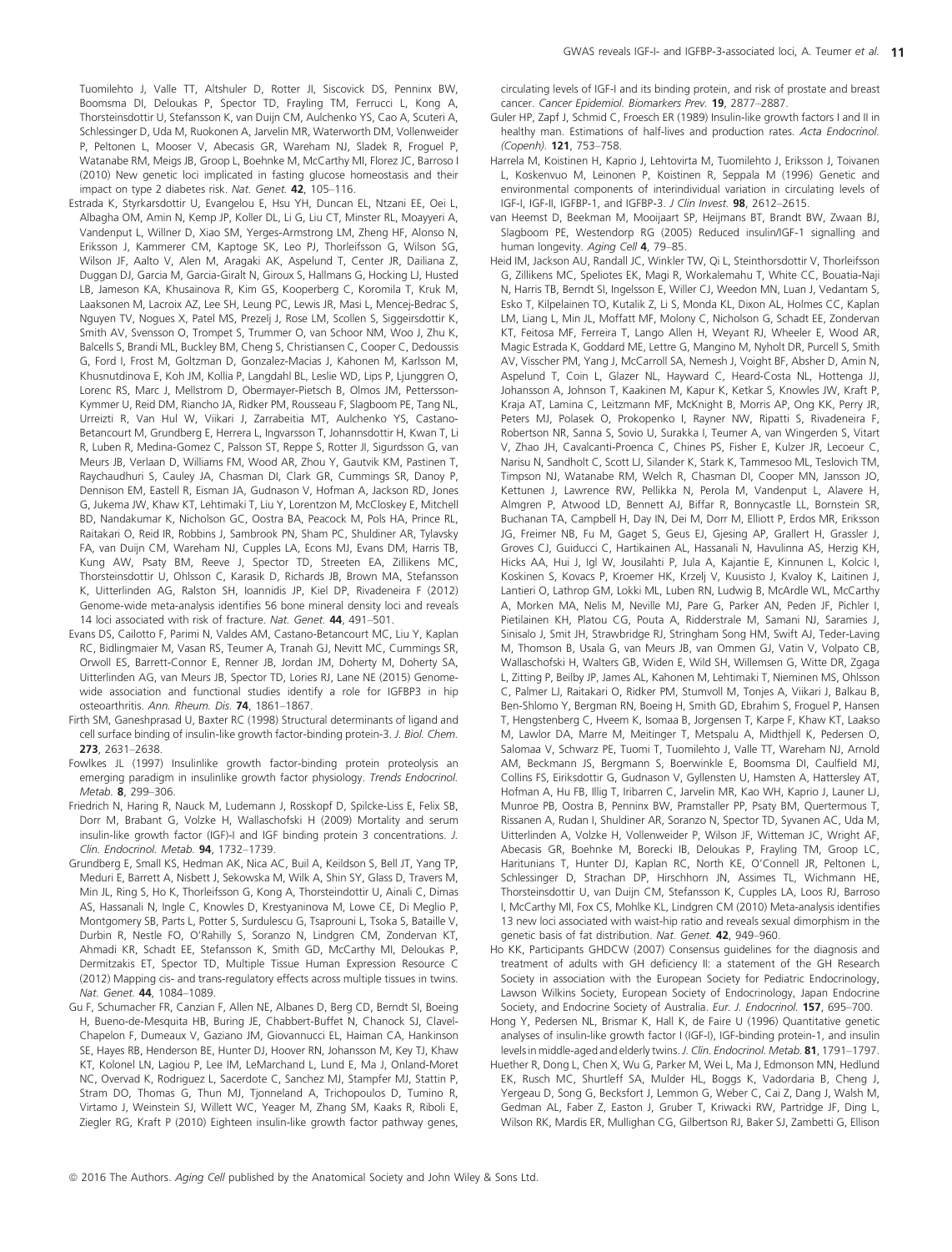Tuomilehto J, Valle TT, Altshuler D, Rotter JI, Siscovick DS, Penninx BW, Boomsma DI, Deloukas P, Spector TD, Frayling TM, Ferrucci L, Kong A, Thorsteinsdottir U, Stefansson K, van Duijn CM, Aulchenko YS, Cao A, Scuteri A, Schlessinger D, Uda M, Ruokonen A, Jarvelin MR, Waterworth DM, Vollenweider P, Peltonen L, Mooser V, Abecasis GR, Wareham NJ, Sladek R, Froguel P, Watanabe RM, Meigs JB, Groop L, Boehnke M, McCarthy MI, Florez JC, Barroso I (2010) New genetic loci implicated in fasting glucose homeostasis and their impact on type 2 diabetes risk. *Nat. Genet.* **42**, 105–116.

Estrada K, Styrkarsdottir U, Evangelou E, Hsu YH, Duncan EL, Ntzani EE, Oei L, Albagha OM, Amin N, Kemp JP, Koller DL, Li G, Liu CT, Minster RL, Moayyeri A, Vandenput L, Willner D, Xiao SM, Yerges-Armstrong LM, Zheng HF, Alonso N, Eriksson J, Kammerer CM, Kaptoge SK, Leo PJ, Thorleifsson G, Wilson SG, Wilson JF, Aalto V, Alen M, Aragaki AK, Aspelund T, Center JR, Dailiana Z, Duggan DJ, Garcia M, Garcia-Giralt N, Giroux S, Hallmans G, Hocking LJ, Husted LB, Jameson KA, Khusainova R, Kim GS, Kooperberg C, Koromila T, Kruk M, Laaksonen M, Lacroix AZ, Lee SH, Leung PC, Lewis JR, Masi L, Mencej-Bedrac S, Nguyen TV, Nogues X, Patel MS, Prezelj J, Rose LM, Scollen S, Siggeirsdottir K, Smith AV, Svensson O, Trompet S, Trummer O, van Schoor NM, Woo J, Zhu K, Balcells S, Brandi ML, Buckley BM, Cheng S, Christiansen C, Cooper C, Dedoussis G, Ford I, Frost M, Goltzman D, Gonzalez-Macias J, Kahonen M, Karlsson M, Khusnutdinova E, Koh JM, Kollia P, Langdahl BL, Leslie WD, Lips P, Ljunggren O, Lorenc RS, Marc J, Mellstrom D, Obermayer-Pietsch B, Olmos JM, Pettersson-Kymmer U, Reid DM, Riancho JA, Ridker PM, Rousseau F, Slagboom PE, Tang NL, Urreizti R, Van Hul W, Viikari J, Zarrabeitia MT, Aulchenko YS, Castano-Betancourt M, Grundberg E, Herrera L, Ingvarsson T, Johannsdottir H, Kwan T, Li R, Luben R, Medina-Gomez C, Palsson ST, Reppe S, Rotter JI, Sigurdsson G, van Meurs JB, Verlaan D, Williams FM, Wood AR, Zhou Y, Gautvik KM, Pastinen T, Raychaudhuri S, Cauley JA, Chasman DI, Clark GR, Cummings SR, Danoy P, Dennison EM, Eastell R, Eisman JA, Gudnason V, Hofman A, Jackson RD, Jones G, Jukema JW, Khaw KT, Lehtimaki T, Liu Y, Lorentzon M, McCloskey E, Mitchell BD, Nandakumar K, Nicholson GC, Oostra BA, Peacock M, Pols HA, Prince RL, Raitakari O, Reid IR, Robbins J, Sambrook PN, Sham PC, Shuldiner AR, Tylavsky FA, van Duijn CM, Wareham NJ, Cupples LA, Econs MJ, Evans DM, Harris TB, Kung AW, Psaty BM, Reeve J, Spector TD, Streeten EA, Zillikens MC, Thorsteinsdottir U, Ohlsson C, Karasik D, Richards JB, Brown MA, Stefansson K, Uitterlinden AG, Ralston SH, Ioannidis JP, Kiel DP, Rivadeneira F (2012) Genome-wide meta-analysis identifies 56 bone mineral density loci and reveals 14 loci associated with risk of fracture. *Nat. Genet.* **44**, 491–501.

Evans DS, Cailotto F, Parimi N, Valdes AM, Castano-Betancourt MC, Liu Y, Kaplan RC, Bidlingmaier M, Vasan RS, Teumer A, Tranah GJ, Nevitt MC, Cummings SR, Orwoll ES, Barrett-Connor E, Renner JB, Jordan JM, Doherty M, Doherty SA, Uitterlinden AG, van Meurs JB, Spector TD, Lories RJ, Lane NE (2015) Genome-wide association and functional studies identify a role for IGFBP3 in hip osteoarthritis. *Ann. Rheum. Dis.* **74**, 1861–1867.

Firth SM, Ganeshprasad U, Baxter RC (1998) Structural determinants of ligand and cell surface binding of insulin-like growth factor-binding protein-3. *J. Biol. Chem.* **273**, 2631–2638.

Fowlkes JL (1997) Insulinlike growth factor-binding protein proteolysis an emerging paradigm in insulinlike growth factor physiology. *Trends Endocrinol. Metab.* **8**, 299–306.

Friedrich N, Haring R, Nauck M, Ludemann J, Rosskopf D, Spilcke-Liss E, Felix SB, Dorr M, Brabant G, Volzke H, Wallaschofski H (2009) Mortality and serum insulin-like growth factor (IGF)-I and IGF binding protein 3 concentrations. *J. Clin. Endocrinol. Metab.* **94**, 1732–1739.

Grundberg E, Small KS, Hedman AK, Nica AC, Buil A, Keildson S, Bell JT, Yang TP, Meduri E, Barrett A, Nisbett J, Sekowska M, Wilk A, Shin SY, Glass D, Travers M, Min JL, Ring S, Ho K, Thorleifsson G, Kong A, Thorsteindottir U, Ainali C, Dimas AS, Hassanali N, Ingle C, Knowles D, Krestyaninova M, Lowe CE, Di Meglio P, Montgomery SB, Parts L, Potter S, Surdulescu G, Tsaprouni L, Tsoka S, Bataille V, Durbin R, Nestle FO, O'Rahilly S, Soranzo N, Lindgren CM, Zondervan KT, Ahmadi KR, Schadt EE, Stefansson K, Smith GD, McCarthy MI, Deloukas P, Dermitzakis ET, Spector TD, Multiple Tissue Human Expression Resource C (2012) Mapping cis- and trans-regulatory effects across multiple tissues in twins. *Nat. Genet.* **44**, 1084–1089.

Gu F, Schumacher FR, Canzian F, Allen NE, Albanes D, Berg CD, Berndt SI, Boeing H, Bueno-de-Mesquita HB, Buring JE, Chabbert-Buffet N, Chanock SJ, Clavel-Chapelon F, Dumeaux V, Gaziano JM, Giovannucci EL, Haiman CA, Hankinson SE, Hayes RB, Henderson BE, Hunter DJ, Hoover RN, Johansson M, Key TJ, Khaw KT, Kolonel LN, Lagiou P, Lee IM, LeMarchand L, Lund E, Ma J, Onland-Moret NC, Overvad K, Rodriguez L, Sacerdote C, Sanchez MJ, Stampfer MJ, Stattin P, Stram DO, Thomas G, Thun MJ, Tjonneland A, Trichopoulos D, Tumino R, Virtamo J, Weinstein SJ, Willett WC, Yeager M, Zhang SM, Kaaks R, Riboli E, Ziegler RG, Kraft P (2010) Eighteen insulin-like growth factor pathway genes, circulating levels of IGF-I and its binding protein, and risk of prostate and breast cancer. *Cancer Epidemiol. Biomarkers Prev.* **19**, 2877–2887.

Guler HP, Zapf J, Schmid C, Froesch ER (1989) Insulin-like growth factors I and II in healthy man. Estimations of half-lives and production rates. *Acta Endocrinol. (Copenh).* **121**, 753–758.

Harrela M, Koistinen H, Kaprio J, Lehtovirta M, Tuomilehto J, Eriksson J, Toivanen L, Koskenvuo M, Leinonen P, Koistinen R, Seppala M (1996) Genetic and environmental components of interindividual variation in circulating levels of IGF-I, IGF-II, IGFBP-1, and IGFBP-3. *J Clin Invest.* **98**, 2612–2615.

van Heemst D, Beekman M, Mooijaart SP, Heijmans BT, Brandt BW, Zwaan BJ, Slagboom PE, Westendorp RG (2005) Reduced insulin/IGF-1 signalling and human longevity. *Aging Cell* **4**, 79–85.

Heid IM, Jackson AU, Randall JC, Winkler TW, Qi L, Steinthorsdottir V, Thorleifsson G, Zillikens MC, Speliotes EK, Magi R, Workalemahu T, White CC, Bouatia-Naji N, Harris TB, Berndt SI, Ingelsson E, Willer CJ, Weedon MN, Luan J, Vedantam S, Esko T, Kilpelainen TO, Kutalik Z, Li S, Monda KL, Dixon AL, Holmes CC, Kaplan LM, Liang L, Min JL, Moffatt MF, Molony C, Nicholson G, Schadt EE, Zondervan KT, Feitosa MF, Ferreira T, Lango Allen H, Weyant RJ, Wheeler E, Wood AR, Magic Estrada K, Goddard ME, Lettre G, Mangino M, Nyholt DR, Purcell S, Smith AV, Visscher PM, Yang J, McCarroll SA, Nemesh J, Voight BF, Absher D, Amin N, Aspelund T, Coin L, Glazer NL, Hayward C, Heard-Costa NL, Hottenga JJ, Johansson A, Johnson T, Kaakinen M, Kapur K, Ketkar S, Knowles JW, Kraft P, Kraja AT, Lamina C, Leitzmann MF, McKnight B, Morris AP, Ong KK, Perry JR, Peters MJ, Polasek O, Prokopenko I, Rayner NW, Ripatti S, Rivadeneira F, Robertson NR, Sanna S, Sovio U, Surakka I, Teumer A, van Wingerden S, Vitart V, Zhao JH, Cavalcanti-Proenca C, Chines PS, Fisher E, Kulzer JR, Lecoeur C, Narisu N, Sandholt C, Scott LJ, Silander K, Stark K, Tammesoo ML, Teslovich TM, Timpson NJ, Watanabe RM, Welch R, Chasman DI, Cooper MN, Jansson JO, Kettunen J, Lawrence RW, Pellikka N, Perola M, Vandenput L, Alavere H, Almgren P, Atwood LD, Bennett AJ, Biffar R, Bonnycastle LL, Bornstein SR, Buchanan TA, Campbell H, Day IN, Dei M, Dorr M, Elliott P, Erdos MR, Eriksson JG, Freimer NB, Fu M, Gaget S, Geus EJ, Gjesing AP, Grallert H, Grassler J, Groves CJ, Guiducci C, Hartikainen AL, Hassanali N, Havulinna AS, Herzig KH, Hicks AA, Hui J, Igl W, Jousilahti P, Jula A, Kajantie E, Kinnunen L, Kolcic I, Koskinen S, Kovacs P, Kroemer HK, Krzelj V, Kuusisto J, Kvaloy K, Laitinen J, Lantieri O, Lathrop GM, Lokki ML, Luben RN, Ludwig B, McArdle WL, McCarthy A, Morken MA, Nelis M, Neville MJ, Pare G, Parker AN, Peden JF, Pichler I, Pietilainen KH, Platou CG, Pouta A, Ridderstrale M, Samani NJ, Saramies J, Sinisalo J, Smit JH, Strawbridge RJ, Stringham Song HM, Swift AJ, Teder-Laving M, Thomson B, Usala G, van Meurs JB, van Ommen GJ, Vatin V, Volpato CB, Wallaschofski H, Walters GB, Widen E, Wild SH, Willemsen G, Witte DR, Zgaga L, Zitting P, Beilby JP, James AL, Kahonen M, Lehtimaki T, Nieminen MS, Ohlsson C, Palmer LJ, Raitakari O, Ridker PM, Stumvoll M, Tonjes A, Viikari J, Balkau B, Ben-Shlomo Y, Bergman RN, Boeing H, Smith GD, Ebrahim S, Froguel P, Hansen T, Hengstenberg C, Hveem K, Isomaa B, Jorgensen T, Karpe F, Khaw KT, Laakso M, Lawlor DA, Marre M, Meitinger T, Metspalu A, Midthjell K, Pedersen O, Salomaa V, Schwarz PE, Tuomi T, Tuomilehto J, Valle TT, Wareham NJ, Arnold AM, Beckmann JS, Bergmann S, Boerwinkle E, Boomsma DI, Caulfield MJ, Collins FS, Eiriksdottir G, Gudnason V, Gyllensten U, Hamsten A, Hattersley AT, Hofman A, Hu FB, Illig T, Iribarren C, Jarvelin MR, Kao WH, Kaprio J, Launer LJ, Munroe PB, Oostra B, Penninx BW, Pramstaller PP, Psaty BM, Quertermous T, Rissanen A, Rudan I, Shuldiner AR, Soranzo N, Spector TD, Syvanen AC, Uda M, Uitterlinden A, Volzke H, Vollenweider P, Wilson JF, Witteman JC, Wright AF, Abecasis GR, Boehnke M, Borecki IB, Deloukas P, Frayling TM, Groop LC, Haritunians T, Hunter DJ, Kaplan RC, North KE, O'Connell JR, Peltonen L, Schlessinger D, Strachan DP, Hirschhorn JN, Assimes TL, Wichmann HE, Thorsteinsdottir U, van Duijn CM, Stefansson K, Cupples LA, Loos RJ, Barroso I, McCarthy MI, Fox CS, Mohlke KL, Lindgren CM (2010) Meta-analysis identifies 13 new loci associated with waist-hip ratio and reveals sexual dimorphism in the genetic basis of fat distribution. *Nat. Genet.* **42**, 949–960.

Ho KK, Participants GHDCW (2007) Consensus guidelines for the diagnosis and treatment of adults with GH deficiency II: a statement of the GH Research Society in association with the European Society for Pediatric Endocrinology, Lawson Wilkins Society, European Society of Endocrinology, Japan Endocrine Society, and Endocrine Society of Australia. *Eur. J. Endocrinol.* **157**, 695–700.

Hong Y, Pedersen NL, Brismar K, Hall K, de Faire U (1996) Quantitative genetic analyses of insulin-like growth factor I (IGF-I), IGF-binding protein-1, and insulin levels in middle-aged and elderly twins. *J. Clin. Endocrinol. Metab.* **81**, 1791–1797.

Huether R, Dong L, Chen X, Wu G, Parker M, Wei L, Ma J, Edmonson MN, Hedlund EK, Rusch MC, Shurtleff SA, Mulder HL, Boggs K, Vadordaria B, Cheng J, Yergeau D, Song G, Becksfort J, Lemmon G, Weber C, Cai Z, Dang J, Walsh M, Gedman AL, Faber Z, Easton J, Gruber T, Kriwacki RW, Partridge JF, Ding L, Wilson RK, Mardis ER, Mullighan CG, Gilbertson RJ, Baker SJ, Zambetti G, Ellison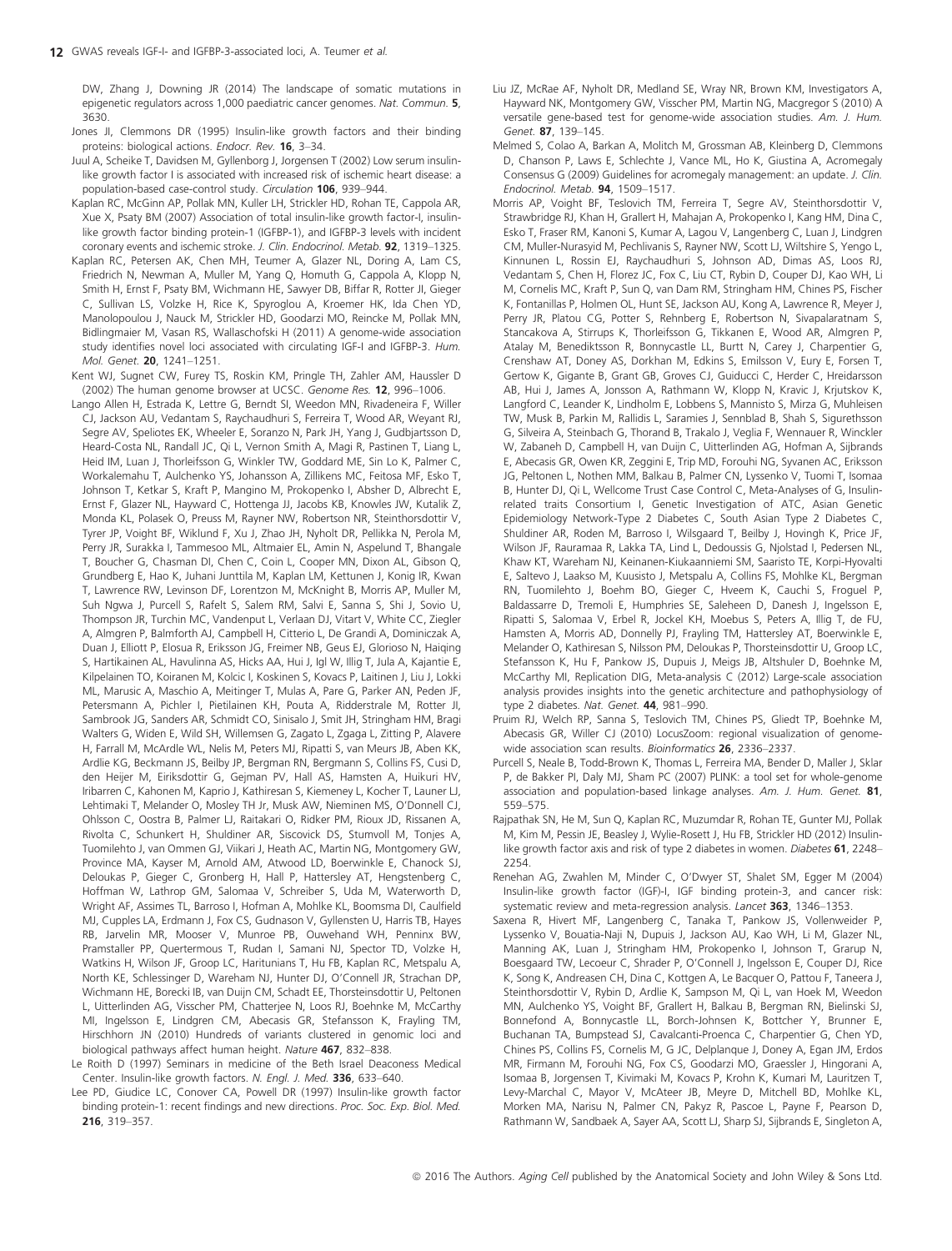DW, Zhang J, Downing JR (2014) The landscape of somatic mutations in epigenetic regulators across 1,000 paediatric cancer genomes. *Nat. Commun.* **5**, 3630.

Jones JI, Clemmons DR (1995) Insulin-like growth factors and their binding proteins: biological actions. *Endocr. Rev.* **16**, 3–34.

Juul A, Scheike T, Davidsen M, Gyllenborg J, Jorgensen T (2002) Low serum insulin-like growth factor I is associated with increased risk of ischemic heart disease: a population-based case-control study. *Circulation* **106**, 939–944.

Kaplan RC, McGinn AP, Pollak MN, Kuller LH, Strickler HD, Rohan TE, Cappola AR, Xue X, Psaty BM (2007) Association of total insulin-like growth factor-I, insulin-like growth factor binding protein-1 (IGFBP-1), and IGFBP-3 levels with incident coronary events and ischemic stroke. *J. Clin. Endocrinol. Metab.* **92**, 1319–1325.

Kaplan RC, Petersen AK, Chen MH, Teumer A, Glazer NL, Doring A, Lam CS, Friedrich N, Newman A, Muller M, Yang Q, Homuth G, Cappola A, Klopp N, Smith H, Ernst F, Psaty BM, Wichmann HE, Sawyer DB, Biffar R, Rotter JI, Gieger C, Sullivan LS, Volzke H, Rice K, Spyroglou A, Kroemer HK, Ida Chen YD, Manolopoulou J, Nauck M, Strickler HD, Goodarzi MO, Reincke M, Pollak MN, Bidlingmaier M, Vasan RS, Wallaschofski H (2011) A genome-wide association study identifies novel loci associated with circulating IGF-I and IGFBP-3. *Hum. Mol. Genet.* **20**, 1241–1251.

Kent WJ, Sugnet CW, Furey TS, Roskin KM, Pringle TH, Zahler AM, Haussler D (2002) The human genome browser at UCSC. *Genome Res.* **12**, 996–1006.

Lango Allen H, Estrada K, Lettre G, Berndt SI, Weedon MN, Rivadeneira F, Willer CJ, Jackson AU, Vedantam S, Raychaudhuri S, Ferreira T, Wood AR, Weyant RJ, Segre AV, Speliotes EK, Wheeler E, Soranzo N, Park JH, Yang J, Gudbjartsson D, Heard-Costa NL, Randall JC, Qi L, Vernon Smith A, Magi R, Pastinen T, Liang L, Heid IM, Luan J, Thorleifsson G, Winkler TW, Goddard ME, Sin Lo K, Palmer C, Workalemahu T, Aulchenko YS, Johansson A, Zillikens MC, Feitosa MF, Esko T, Johnson T, Ketkar S, Kraft P, Mangino M, Prokopenko I, Absher D, Albrecht E, Ernst F, Glazer NL, Hayward C, Hottenga JJ, Jacobs KB, Knowles JW, Kutalik Z, Monda KL, Polasek O, Preuss M, Rayner NW, Robertson NR, Steinthorsdottir V, Tyrer JP, Voight BF, Wiklund F, Xu J, Zhao JH, Nyholt DR, Pellikka N, Perola M, Perry JR, Surakka I, Tammesoo ML, Altmaier EL, Amin N, Aspelund T, Bhangale T, Boucher G, Chasman DI, Chen C, Coin L, Cooper MN, Dixon AL, Gibson Q, Grundberg E, Hao K, Juhani Junttila M, Kaplan LM, Kettunen J, Konig IR, Kwan T, Lawrence RW, Levinson DF, Lorentzon M, McKnight B, Morris AP, Muller M, Suh Ngwa J, Purcell S, Rafelt S, Salem RM, Salvi E, Sanna S, Shi J, Sovio U, Thompson JR, Turchin MC, Vandenput L, Verlaan DJ, Vitart V, White CC, Ziegler A, Almgren P, Balmforth AJ, Campbell H, Citterio L, De Grandi A, Dominiczak A, Duan J, Elliott P, Elosua R, Eriksson JG, Freimer NB, Geus EJ, Glorioso N, Haiqing S, Hartikainen AL, Havulinna AS, Hicks AA, Hui J, Igl W, Illig T, Jula A, Kajantie E, Kilpelainen TO, Koiranen M, Kolcic I, Koskinen S, Kovacs P, Laitinen J, Liu J, Lokki ML, Marusic A, Maschio A, Meitinger T, Mulas A, Pare G, Parker AN, Peden JF, Petersmann A, Pichler I, Pietilainen KH, Pouta A, Ridderstrale M, Rotter JI, Sambrook JG, Sanders AR, Schmidt CO, Sinisalo J, Smit JH, Stringham HM, Bragi Walters G, Widen E, Wild SH, Willemsen G, Zagato L, Zgaga L, Zitting P, Alavere H, Farrall M, McArdle WL, Nelis M, Peters MJ, Ripatti S, van Meurs JB, Aben KK, Ardlie KG, Beckmann JS, Beilby JP, Bergman RN, Bergmann S, Collins FS, Cusi D, den Heijer M, Eiriksdottir G, Gejman PV, Hall AS, Hamsten A, Huikuri HV, Iribarren C, Kahonen M, Kaprio J, Kathiresan S, Kiemeney L, Kocher T, Launer LJ, Lehtimaki T, Melander O, Mosley TH Jr, Musk AW, Nieminen MS, O'Donnell CJ, Ohlsson C, Oostra B, Palmer LJ, Raitakari O, Ridker PM, Rioux JD, Rissanen A, Rivolta C, Schunkert H, Shuldiner AR, Siscovick DS, Stumvoll M, Tonjes A, Tuomilehto J, van Ommen GJ, Viikari J, Heath AC, Martin NG, Montgomery GW, Province MA, Kayser M, Arnold AM, Atwood LD, Boerwinkle E, Chanock SJ, Deloukas P, Gieger C, Gronberg H, Hall P, Hattersley AT, Hengstenberg C, Hoffman W, Lathrop GM, Salomaa V, Schreiber S, Uda M, Waterworth D, Wright AF, Assimes TL, Barroso I, Hofman A, Mohlke KL, Boomsma DI, Caulfield MJ, Cupples LA, Erdmann J, Fox CS, Gudnason V, Gyllensten U, Harris TB, Hayes RB, Jarvelin MR, Mooser V, Munroe PB, Ouwehand WH, Penninx BW, Pramstaller PP, Quertermous T, Rudan I, Samani NJ, Spector TD, Volzke H, Watkins H, Wilson JF, Groop LC, Haritunians T, Hu FB, Kaplan RC, Metspalu A, North KE, Schlessinger D, Wareham NJ, Hunter DJ, O'Connell JR, Strachan DP, Wichmann HE, Borecki IB, van Duijn CM, Schadt EE, Thorsteinsdottir U, Peltonen L, Uitterlinden AG, Visscher PM, Chatterjee N, Loos RJ, Boehnke M, McCarthy MI, Ingelsson E, Lindgren CM, Abecasis GR, Stefansson K, Frayling TM, Hirschhorn JN (2010) Hundreds of variants clustered in genomic loci and biological pathways affect human height. *Nature* **467**, 832–838.

Le Roith D (1997) Seminars in medicine of the Beth Israel Deaconess Medical Center. Insulin-like growth factors. *N. Engl. J. Med.* **336**, 633–640.

Lee PD, Giudice LC, Conover CA, Powell DR (1997) Insulin-like growth factor binding protein-1: recent findings and new directions. *Proc. Soc. Exp. Biol. Med.* **216**, 319–357.

Liu JZ, McRae AF, Nyholt DR, Medland SE, Wray NR, Brown KM, Investigators A, Hayward NK, Montgomery GW, Visscher PM, Martin NG, Macgregor S (2010) A versatile gene-based test for genome-wide association studies. *Am. J. Hum. Genet.* **87**, 139–145.

Melmed S, Colao A, Barkan A, Molitch M, Grossman AB, Kleinberg D, Clemmons D, Chanson P, Laws E, Schlechte J, Vance ML, Ho K, Giustina A, Acromegaly Consensus G (2009) Guidelines for acromegaly management: an update. *J. Clin. Endocrinol. Metab.* **94**, 1509–1517.

Morris AP, Voight BF, Teslovich TM, Ferreira T, Segre AV, Steinthorsdottir V, Strawbridge RJ, Khan H, Grallert H, Mahajan A, Prokopenko I, Kang HM, Dina C, Esko T, Fraser RM, Kanoni S, Kumar A, Lagou V, Langenberg C, Luan J, Lindgren CM, Muller-Nurasyid M, Pechlivanis S, Rayner NW, Scott LJ, Wiltshire S, Yengo L, Kinnunen L, Rossin EJ, Raychaudhuri S, Johnson AD, Dimas AS, Loos RJ, Vedantam S, Chen H, Florez JC, Fox C, Liu CT, Rybin D, Couper DJ, Kao WH, Li M, Cornelis MC, Kraft P, Sun Q, van Dam RM, Stringham HM, Chines PS, Fischer K, Fontanillas P, Holmen OL, Hunt SE, Jackson AU, Kong A, Lawrence R, Meyer J, Perry JR, Platou CG, Potter S, Rehnberg E, Robertson N, Sivapalaratnam S, Stancakova A, Stirrups K, Thorleifsson G, Tikkanen E, Wood AR, Almgren P, Atalay M, Benediktsson R, Bonnycastle LL, Burtt N, Carey J, Charpentier G, Crenshaw AT, Doney AS, Dorkhan M, Edkins S, Emilsson V, Eury E, Forsen T, Gertow K, Gigante B, Grant GB, Groves CJ, Guiducci C, Herder C, Hreidarsson AB, Hui J, James A, Jonsson A, Rathmann W, Klopp N, Kravic J, Krjutskov K, Langford C, Leander K, Lindholm E, Lobbens S, Mannisto S, Mirza G, Muhleisen TW, Musk B, Parkin M, Rallidis L, Saramies J, Sennblad B, Shah S, Sigurethsson G, Silveira A, Steinbach G, Thorand B, Trakalo J, Veglia F, Wennauer R, Winckler W, Zabaneh D, Campbell H, van Duijn C, Uitterlinden AG, Hofman A, Sijbrands E, Abecasis GR, Owen KR, Zeggini E, Trip MD, Forouhi NG, Syvanen AC, Eriksson JG, Peltonen L, Nothen MM, Balkau B, Palmer CN, Lyssenko V, Tuomi T, Isomaa B, Hunter DJ, Qi L, Wellcome Trust Case Control C, Meta-Analyses of G, Insulin-related traits Consortium I, Genetic Investigation of ATC, Asian Genetic Epidemiology Network-Type 2 Diabetes C, South Asian Type 2 Diabetes C, Shuldiner AR, Roden M, Barroso I, Wilsgaard T, Beilby J, Hovingh K, Price JF, Wilson JF, Rauramaa R, Lakka TA, Lind L, Dedoussis G, Njolstad I, Pedersen NL, Khaw KT, Wareham NJ, Keinanen-Kiukaanniemi SM, Saaristo TE, Korpi-Hyovalti E, Saltevo J, Laakso M, Kuusisto J, Metspalu A, Collins FS, Mohlke KL, Bergman RN, Tuomilehto J, Boehm BO, Gieger C, Hveem K, Cauchi S, Froguel P, Baldassarre D, Tremoli E, Humphries SE, Saleheen D, Danesh J, Ingelsson E, Ripatti S, Salomaa V, Erbel R, Jockel KH, Moebus S, Peters A, Illig T, de FU, Hamsten A, Morris AD, Donnelly PJ, Frayling TM, Hattersley AT, Boerwinkle E, Melander O, Kathiresan S, Nilsson PM, Deloukas P, Thorsteinsdottir U, Groop LC, Stefansson K, Hu F, Pankow JS, Dupuis J, Meigs JB, Altshuler D, Boehnke M, McCarthy MI, Replication DIG, Meta-analysis C (2012) Large-scale association analysis provides insights into the genetic architecture and pathophysiology of type 2 diabetes. *Nat. Genet.* **44**, 981–990.

Pruim RJ, Welch RP, Sanna S, Teslovich TM, Chines PS, Gliedt TP, Boehnke M, Abecasis GR, Willer CJ (2010) LocusZoom: regional visualization of genome-wide association scan results. *Bioinformatics* **26**, 2336–2337.

Purcell S, Neale B, Todd-Brown K, Thomas L, Ferreira MA, Bender D, Maller J, Sklar P, de Bakker PI, Daly MJ, Sham PC (2007) PLINK: a tool set for whole-genome association and population-based linkage analyses. *Am. J. Hum. Genet.* **81**, 559–575.

Rajpathak SN, He M, Sun Q, Kaplan RC, Muzumdar R, Rohan TE, Gunter MJ, Pollak M, Kim M, Pessin JE, Beasley J, Wylie-Rosett J, Hu FB, Strickler HD (2012) Insulin-like growth factor axis and risk of type 2 diabetes in women. *Diabetes* **61**, 2248–2254.

Renehan AG, Zwahlen M, Minder C, O'Dwyer ST, Shalet SM, Egger M (2004) Insulin-like growth factor (IGF)-I, IGF binding protein-3, and cancer risk: systematic review and meta-regression analysis. *Lancet* **363**, 1346–1353.

Saxena R, Hivert MF, Langenberg C, Tanaka T, Pankow JS, Vollenweider P, Lyssenko V, Bouatia-Naji N, Dupuis J, Jackson AU, Kao WH, Li M, Glazer NL, Manning AK, Luan J, Stringham HM, Prokopenko I, Johnson T, Grarup N, Boesgaard TW, Lecoeur C, Shrader P, O'Connell J, Ingelsson E, Couper DJ, Rice K, Song K, Andreasen CH, Dina C, Kottgen A, Le Bacquer O, Pattou F, Taneera J, Steinthorsdottir V, Rybin D, Ardlie K, Sampson M, Qi L, van Hoek M, Weedon MN, Aulchenko YS, Voight BF, Grallert H, Balkau B, Bergman RN, Bielinski SJ, Bonnefond A, Bonnycastle LL, Borch-Johnsen K, Bottcher Y, Brunner E, Buchanan TA, Bumpstead SJ, Cavalcanti-Proenca C, Charpentier G, Chen YD, Chines PS, Collins FS, Cornelis M, G JC, Delplanque J, Doney A, Egan JM, Erdos MR, Firmann M, Forouhi NG, Fox CS, Goodarzi MO, Graessler J, Hingorani A, Isomaa B, Jorgensen T, Kivimaki M, Kovacs P, Krohn K, Kumari M, Lauritzen T, Levy-Marchal C, Mayor V, McAteer JB, Meyre D, Mitchell BD, Mohlke KL, Morken MA, Narisu N, Palmer CN, Pakyz R, Pascoe L, Payne F, Pearson D, Rathmann W, Sandbaek A, Sayer AA, Scott LJ, Sharp SJ, Sijbrands E, Singleton A,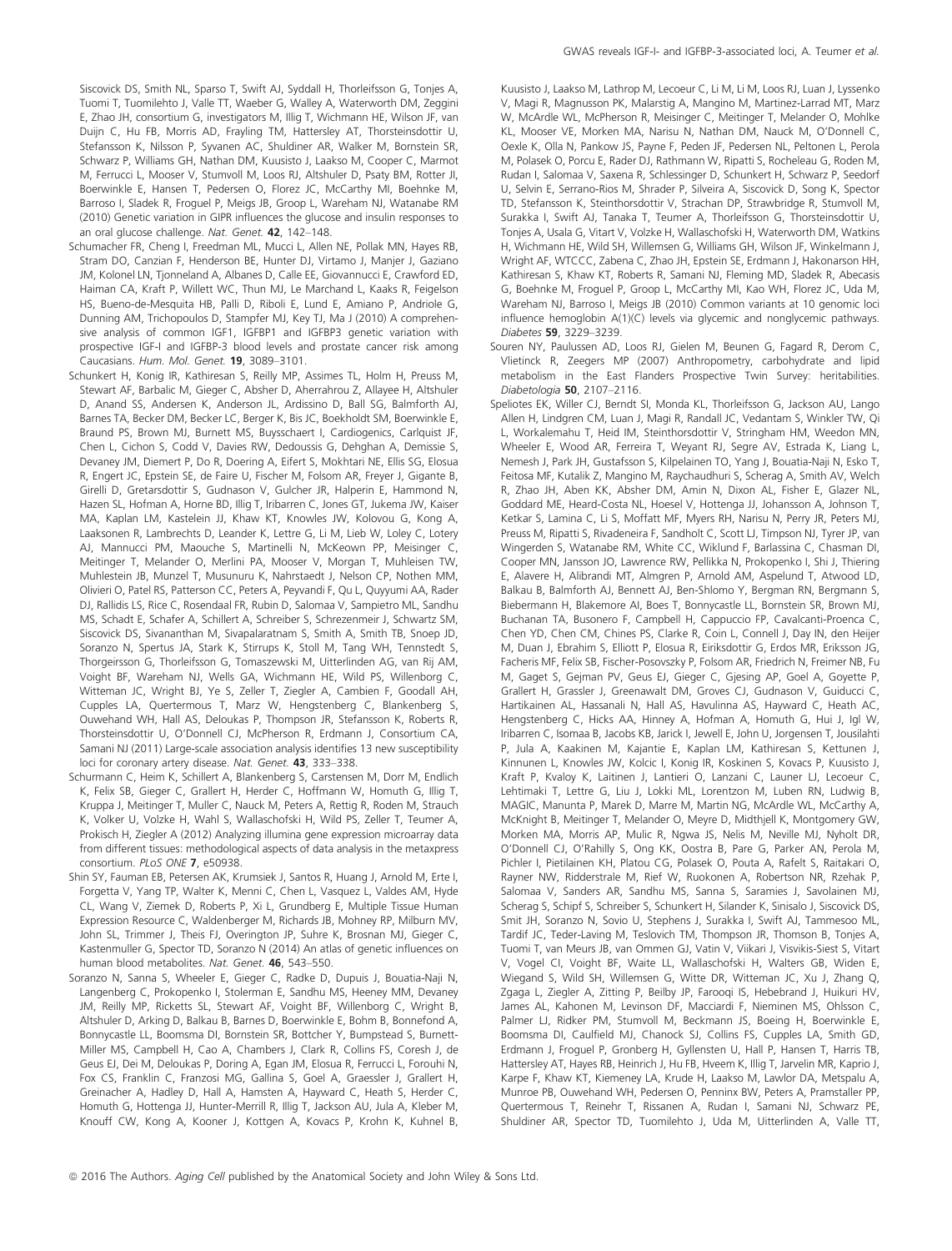Siscovick DS, Smith NL, Sparso T, Swift AJ, Syddall H, Thorleifsson G, Tonjes A, Tuomi T, Tuomilehto J, Valle TT, Waeber G, Walley A, Waterworth DM, Zeggini E, Zhao JH, consortium G, investigators M, Illig T, Wichmann HE, Wilson JF, van Duijn C, Hu FB, Morris AD, Frayling TM, Hattersley AT, Thorsteinsdottir U, Stefansson K, Nilsson P, Syvanen AC, Shuldiner AR, Walker M, Bornstein SR, Schwarz P, Williams GH, Nathan DM, Kuusisto J, Laakso M, Cooper C, Marmot M, Ferrucci L, Mooser V, Stumvoll M, Loos RJ, Altshuler D, Psaty BM, Rotter JI, Boerwinkle E, Hansen T, Pedersen O, Florez JC, McCarthy MI, Boehnke M, Barroso I, Sladek R, Froguel P, Meigs JB, Groop L, Wareham NJ, Watanabe RM (2010) Genetic variation in GIPR influences the glucose and insulin responses to an oral glucose challenge. *Nat. Genet.* **42**, 142–148.

Schumacher FR, Cheng I, Freedman ML, Mucci L, Allen NE, Pollak MN, Hayes RB, Stram DO, Canzian F, Henderson BE, Hunter DJ, Virtamo J, Manjer J, Gaziano JM, Kolonel LN, Tjonneland A, Albanes D, Calle EE, Giovannucci E, Crawford ED, Haiman CA, Kraft P, Willett WC, Thun MJ, Le Marchand L, Kaaks R, Feigelson HS, Bueno-de-Mesquita HB, Palli D, Riboli E, Lund E, Amiano P, Andriole G, Dunning AM, Trichopoulos D, Stampfer MJ, Key TJ, Ma J (2010) A comprehensive analysis of common IGF1, IGFBP1 and IGFBP3 genetic variation with prospective IGF-I and IGFBP-3 blood levels and prostate cancer risk among Caucasians. *Hum. Mol. Genet.* **19**, 3089–3101.

Schunkert H, Konig IR, Kathiresan S, Reilly MP, Assimes TL, Holm H, Preuss M, Stewart AF, Barbalic M, Gieger C, Absher D, Aherrahrou Z, Allayee H, Altshuler D, Anand SS, Andersen K, Anderson JL, Ardissino D, Ball SG, Balmforth AJ, Barnes TA, Becker DM, Becker LC, Berger K, Bis JC, Boekholdt SM, Boerwinkle E, Braund PS, Brown MJ, Burnett MS, Buysschaert I, Cardiogenics, Carlquist JF, Chen L, Cichon S, Codd V, Davies RW, Dedoussis G, Dehghan A, Demissie S, Devaney JM, Diemert P, Do R, Doering A, Eifert S, Mokhtari NE, Ellis SG, Elosua R, Engert JC, Epstein SE, de Faire U, Fischer M, Folsom AR, Freyer J, Gigante B, Girelli D, Gretarsdottir S, Gudnason V, Gulcher JR, Halperin E, Hammond N, Hazen SL, Hofman A, Horne BD, Illig T, Iribarren C, Jones GT, Jukema JW, Kaiser MA, Kaplan LM, Kastelein JJ, Khaw KT, Knowles JW, Kolovou G, Kong A, Laaksonen R, Lambrechts D, Leander K, Lettre G, Li M, Lieb W, Loley C, Lotery AJ, Mannucci PM, Maouche S, Martinelli N, McKeown PP, Meisinger C, Meitinger T, Melander O, Merlini PA, Mooser V, Morgan T, Muhleisen TW, Muhlestein JB, Munzel T, Musunuru K, Nahrstaedt J, Nelson CP, Nothen MM, Olivieri O, Patel RS, Patterson CC, Peters A, Peyvandi F, Qu L, Quyyumi AA, Rader DJ, Rallidis LS, Rice C, Rosendaal FR, Rubin D, Salomaa V, Sampietro ML, Sandhu MS, Schadt E, Schafer A, Schillert A, Schreiber S, Schrezenmeir J, Schwartz SM, Siscovick DS, Sivananthan M, Sivapalaratnam S, Smith A, Smith TB, Snoep JD, Soranzo N, Spertus JA, Stark K, Stirrups K, Stoll M, Tang WH, Tennstedt S, Thorgeirsson G, Thorleifsson G, Tomaszewski M, Uitterlinden AG, van Rij AM, Voight BF, Wareham NJ, Wells GA, Wichmann HE, Wild PS, Willenborg C, Witteman JC, Wright BJ, Ye S, Zeller T, Ziegler A, Cambien F, Goodall AH, Cupples LA, Quertermous T, Marz W, Hengstenberg C, Blankenberg S, Ouwehand WH, Hall AS, Deloukas P, Thompson JR, Stefansson K, Roberts R, Thorsteinsdottir U, O'Donnell CJ, McPherson R, Erdmann J, Consortium CA, Samani NJ (2011) Large-scale association analysis identifies 13 new susceptibility loci for coronary artery disease. *Nat. Genet.* **43**, 333–338.

Schurmann C, Heim K, Schillert A, Blankenberg S, Carstensen M, Dorr M, Endlich K, Felix SB, Gieger C, Grallert H, Herder C, Hoffmann W, Homuth G, Illig T, Kruppa J, Meitinger T, Muller C, Nauck M, Peters A, Rettig R, Roden M, Strauch K, Volker U, Volzke H, Wahl S, Wallaschofski H, Wild PS, Zeller T, Teumer A, Prokisch H, Ziegler A (2012) Analyzing illumina gene expression microarray data from different tissues: methodological aspects of data analysis in the metaxpress consortium. *PLoS ONE* **7**, e50938.

Shin SY, Fauman EB, Petersen AK, Krumsiek J, Santos R, Huang J, Arnold M, Erte I, Forgetta V, Yang TP, Walter K, Menni C, Chen L, Vasquez L, Valdes AM, Hyde CL, Wang V, Ziemek D, Roberts P, Xi L, Grundberg E, Multiple Tissue Human Expression Resource C, Waldenberger M, Richards JB, Mohney RP, Milburn MV, John SL, Trimmer J, Theis FJ, Overington JP, Suhre K, Brosnan MJ, Gieger C, Kastenmuller G, Spector TD, Soranzo N (2014) An atlas of genetic influences on human blood metabolites. *Nat. Genet.* **46**, 543–550.

Soranzo N, Sanna S, Wheeler E, Gieger C, Radke D, Dupuis J, Bouatia-Naji N, Langenberg C, Prokopenko I, Stolerman E, Sandhu MS, Heeney MM, Devaney JM, Reilly MP, Ricketts SL, Stewart AF, Voight BF, Willenborg C, Wright B, Altshuler D, Arking D, Balkau B, Barnes D, Boerwinkle E, Bohm B, Bonnefond A, Bonnycastle LL, Boomsma DI, Bornstein SR, Bottcher Y, Bumpstead S, Burnett-Miller MS, Campbell H, Cao A, Chambers J, Clark R, Collins FS, Coresh J, de Geus EJ, Dei M, Deloukas P, Doring A, Egan JM, Elosua R, Ferrucci L, Forouhi N, Fox CS, Franklin C, Franzosi MG, Gallina S, Goel A, Graessler J, Grallert H, Greinacher A, Hadley D, Hall A, Hamsten A, Hayward C, Heath S, Herder C, Homuth G, Hottenga JJ, Hunter-Merrill R, Illig T, Jackson AU, Jula A, Kleber M, Knouff CW, Kong A, Kooner J, Kottgen A, Kovacs P, Krohn K, Kuhnel B, Kuusisto J, Laakso M, Lathrop M, Lecoeur C, Li M, Li M, Loos RJ, Luan J, Lyssenko V, Magi R, Magnusson PK, Malarstig A, Mangino M, Martinez-Larrad MT, Marz W, McArdle WL, McPherson R, Meisinger C, Meitinger T, Melander O, Mohlke KL, Mooser VE, Morken MA, Narisu N, Nathan DM, Nauck M, O'Donnell C, Oexle K, Olla N, Pankow JS, Payne F, Peden JF, Pedersen NL, Peltonen L, Perola M, Polasek O, Porcu E, Rader DJ, Rathmann W, Ripatti S, Rocheleau G, Roden M, Rudan I, Salomaa V, Saxena R, Schlessinger D, Schunkert H, Schwarz P, Seedorf U, Selvin E, Serrano-Rios M, Shrader P, Silveira A, Siscovick D, Song K, Spector TD, Stefansson K, Steinthorsdottir V, Strachan DP, Strawbridge R, Stumvoll M, Surakka I, Swift AJ, Tanaka T, Teumer A, Thorleifsson G, Thorsteinsdottir U, Tonjes A, Usala G, Vitart V, Volzke H, Wallaschofski H, Waterworth DM, Watkins H, Wichmann HE, Wild SH, Willemsen G, Williams GH, Wilson JF, Winkelmann J, Wright AF, WTCCC, Zabena C, Zhao JH, Epstein SE, Erdmann J, Hakonarson HH, Kathiresan S, Khaw KT, Roberts R, Samani NJ, Fleming MD, Sladek R, Abecasis G, Boehnke M, Froguel P, Groop L, McCarthy MI, Kao WH, Florez JC, Uda M, Wareham NJ, Barroso I, Meigs JB (2010) Common variants at 10 genomic loci influence hemoglobin A(1)(C) levels via glycemic and nonglycemic pathways. *Diabetes* **59**, 3229–3239.

Souren NY, Paulussen AD, Loos RJ, Gielen M, Beunen G, Fagard R, Derom C, Vlietinck R, Zeegers MP (2007) Anthropometry, carbohydrate and lipid metabolism in the East Flanders Prospective Twin Survey: heritabilities. *Diabetologia* **50**, 2107–2116.

Speliotes EK, Willer CJ, Berndt SI, Monda KL, Thorleifsson G, Jackson AU, Lango Allen H, Lindgren CM, Luan J, Magi R, Randall JC, Vedantam S, Winkler TW, Qi L, Workalemahu T, Heid IM, Steinthorsdottir V, Stringham HM, Weedon MN, Wheeler E, Wood AR, Ferreira T, Weyant RJ, Segre AV, Estrada K, Liang L, Nemesh J, Park JH, Gustafsson S, Kilpelainen TO, Yang J, Bouatia-Naji N, Esko T, Feitosa MF, Kutalik Z, Mangino M, Raychaudhuri S, Scherag A, Smith AV, Welch R, Zhao JH, Aben KK, Absher DM, Amin N, Dixon AL, Fisher E, Glazer NL, Goddard ME, Heard-Costa NL, Hoesel V, Hottenga JJ, Johansson A, Johnson T, Ketkar S, Lamina C, Li S, Moffatt MF, Myers RH, Narisu N, Perry JR, Peters MJ, Preuss M, Ripatti S, Rivadeneira F, Sandholt C, Scott LJ, Timpson NJ, Tyrer JP, van Wingerden S, Watanabe RM, White CC, Wiklund F, Barlassina C, Chasman DI, Cooper MN, Jansson JO, Lawrence RW, Pellikka N, Prokopenko I, Shi J, Thiering E, Alavere H, Alibrandi MT, Almgren P, Arnold AM, Aspelund T, Atwood LD, Balkau B, Balmforth AJ, Bennett AJ, Ben-Shlomo Y, Bergman RN, Bergmann S, Biebermann H, Blakemore AI, Boes T, Bonnycastle LL, Bornstein SR, Brown MJ, Buchanan TA, Busonero F, Campbell H, Cappuccio FP, Cavalcanti-Proenca C, Chen YD, Chen CM, Chines PS, Clarke R, Coin L, Connell J, Day IN, den Heijer M, Duan J, Ebrahim S, Elliott P, Elosua R, Eiriksdottir G, Erdos MR, Eriksson JG, Facheris MF, Felix SB, Fischer-Posovszky P, Folsom AR, Friedrich N, Freimer NB, Fu M, Gaget S, Gejman PV, Geus EJ, Gieger C, Gjesing AP, Goel A, Goyette P, Grallert H, Grassler J, Greenawalt DM, Groves CJ, Gudnason V, Guiducci C, Hartikainen AL, Hassanali N, Hall AS, Havulinna AS, Hayward C, Heath AC, Hengstenberg C, Hicks AA, Hinney A, Hofman A, Homuth G, Hui J, Igl W, Iribarren C, Isomaa B, Jacobs KB, Jarick I, Jewell E, John U, Jorgensen T, Jousilahti P, Jula A, Kaakinen M, Kajantie E, Kaplan LM, Kathiresan S, Kettunen J, Kinnunen L, Knowles JW, Kolcic I, Konig IR, Koskinen S, Kovacs P, Kuusisto J, Kraft P, Kvaloy K, Laitinen J, Lantieri O, Lanzani C, Launer LJ, Lecoeur C, Lehtimaki T, Lettre G, Liu J, Lokki ML, Lorentzon M, Luben RN, Ludwig B, MAGIC, Manunta P, Marek D, Marre M, Martin NG, McArdle WL, McCarthy A, McKnight B, Meitinger T, Melander O, Meyre D, Midthjell K, Montgomery GW, Morken MA, Morris AP, Mulic R, Ngwa JS, Nelis M, Neville MJ, Nyholt DR, O'Donnell CJ, O'Rahilly S, Ong KK, Oostra B, Pare G, Parker AN, Perola M, Pichler I, Pietilainen KH, Platou CG, Polasek O, Pouta A, Rafelt S, Raitakari O, Rayner NW, Ridderstrale M, Rief W, Ruokonen A, Robertson NR, Rzehak P, Salomaa V, Sanders AR, Sandhu MS, Sanna S, Saramies J, Savolainen MJ, Scherag S, Schipf S, Schreiber S, Schunkert H, Silander K, Sinisalo J, Siscovick DS, Smit JH, Soranzo N, Sovio U, Stephens J, Surakka I, Swift AJ, Tammesoo ML, Tardif JC, Teder-Laving M, Teslovich TM, Thompson JR, Thomson B, Tonjes A, Tuomi T, van Meurs JB, van Ommen GJ, Vatin V, Viikari J, Visvikis-Siest S, Vitart V, Vogel CI, Voight BF, Waite LL, Wallaschofski H, Walters GB, Widen E, Wiegand S, Wild SH, Willemsen G, Witte DR, Witteman JC, Xu J, Zhang Q, Zgaga L, Ziegler A, Zitting P, Beilby JP, Farooqi IS, Hebebrand J, Huikuri HV, James AL, Kahonen M, Levinson DF, Macciardi F, Nieminen MS, Ohlsson C, Palmer LJ, Ridker PM, Stumvoll M, Beckmann JS, Boeing H, Boerwinkle E, Boomsma DI, Caulfield MJ, Chanock SJ, Collins FS, Cupples LA, Smith GD, Erdmann J, Froguel P, Gronberg H, Gyllensten U, Hall P, Hansen T, Harris TB, Hattersley AT, Hayes RB, Heinrich J, Hu FB, Hveem K, Illig T, Jarvelin MR, Kaprio J, Karpe F, Khaw KT, Kiemeney LA, Krude H, Laakso M, Lawlor DA, Metspalu A, Munroe PB, Ouwehand WH, Pedersen O, Penninx BW, Peters A, Pramstaller PP, Quertermous T, Reinehr T, Rissanen A, Rudan I, Samani NJ, Schwarz PE, Shuldiner AR, Spector TD, Tuomilehto J, Uda M, Uitterlinden A, Valle TT,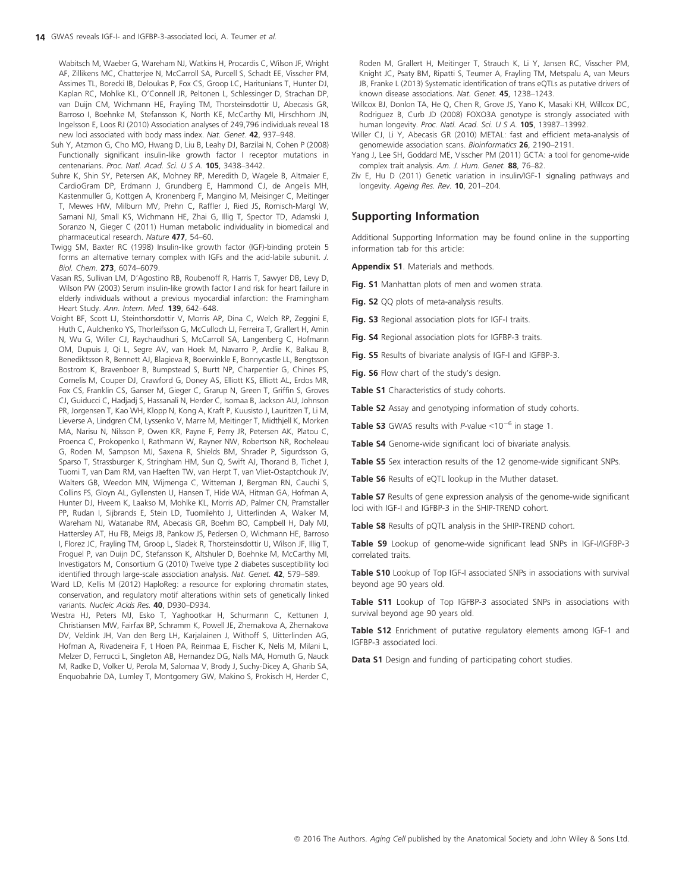Wabitsch M, Waeber G, Wareham NJ, Watkins H, Procardis C, Wilson JF, Wright AF, Zillikens MC, Chatterjee N, McCarroll SA, Purcell S, Schadt EE, Visscher PM, Assimes TL, Borecki IB, Deloukas P, Fox CS, Groop LC, Haritunians T, Hunter DJ, Kaplan RC, Mohlke KL, O'Connell JR, Peltonen L, Schlessinger D, Strachan DP, van Duijn CM, Wichmann HE, Frayling TM, Thorsteinsdottir U, Abecasis GR, Barroso I, Boehnke M, Stefansson K, North KE, McCarthy MI, Hirschhorn JN, Ingelsson E, Loos RJ (2010) Association analyses of 249,796 individuals reveal 18 new loci associated with body mass index. *Nat. Genet.* **42**, 937–948.

Suh Y, Atzmon G, Cho MO, Hwang D, Liu B, Leahy DJ, Barzilai N, Cohen P (2008) Functionally significant insulin-like growth factor I receptor mutations in centenarians. *Proc. Natl. Acad. Sci. U S A.* **105**, 3438–3442.

Suhre K, Shin SY, Petersen AK, Mohney RP, Meredith D, Wagele B, Altmaier E, CardioGram DP, Erdmann J, Grundberg E, Hammond CJ, de Angelis MH, Kastenmuller G, Kottgen A, Kronenberg F, Mangino M, Meisinger C, Meitinger T, Mewes HW, Milburn MV, Prehn C, Raffler J, Ried JS, Romisch-Margl W, Samani NJ, Small KS, Wichmann HE, Zhai G, Illig T, Spector TD, Adamski J, Soranzo N, Gieger C (2011) Human metabolic individuality in biomedical and pharmaceutical research. *Nature* **477**, 54–60.

Twigg SM, Baxter RC (1998) Insulin-like growth factor (IGF)-binding protein 5 forms an alternative ternary complex with IGFs and the acid-labile subunit. *J. Biol. Chem.* **273**, 6074–6079.

Vasan RS, Sullivan LM, D'Agostino RB, Roubenoff R, Harris T, Sawyer DB, Levy D, Wilson PW (2003) Serum insulin-like growth factor I and risk for heart failure in elderly individuals without a previous myocardial infarction: the Framingham Heart Study. *Ann. Intern. Med.* **139**, 642–648.

Voight BF, Scott LJ, Steinthorsdottir V, Morris AP, Dina C, Welch RP, Zeggini E, Huth C, Aulchenko YS, Thorleifsson G, McCulloch LJ, Ferreira T, Grallert H, Amin N, Wu G, Willer CJ, Raychaudhuri S, McCarroll SA, Langenberg C, Hofmann OM, Dupuis J, Qi L, Segre AV, van Hoek M, Navarro P, Ardlie K, Balkau B, Benediktsson R, Bennett AJ, Blagieva R, Boerwinkle E, Bonnycastle LL, Bengtsson Bostrom K, Bravenboer B, Bumpstead S, Burtt NP, Charpentier G, Chines PS, Cornelis M, Couper DJ, Crawford G, Doney AS, Elliott KS, Elliott AL, Erdos MR, Fox CS, Franklin CS, Ganser M, Gieger C, Grarup N, Green T, Griffin S, Groves CJ, Guiducci C, Hadjadj S, Hassanali N, Herder C, Isomaa B, Jackson AU, Johnson PR, Jorgensen T, Kao WH, Klopp N, Kong A, Kraft P, Kuusisto J, Lauritzen T, Li M, Lieverse A, Lindgren CM, Lyssenko V, Marre M, Meitinger T, Midthjell K, Morken MA, Narisu N, Nilsson P, Owen KR, Payne F, Perry JR, Petersen AK, Platou C, Proenca C, Prokopenko I, Rathmann W, Rayner NW, Robertson NR, Rocheleau G, Roden M, Sampson MJ, Saxena R, Shields BM, Shrader P, Sigurdsson G, Sparso T, Strassburger K, Stringham HM, Sun Q, Swift AJ, Thorand B, Tichet J, Tuomi T, van Dam RM, van Haeften TW, van Herpt T, van Vliet-Ostaptchouk JV, Walters GB, Weedon MN, Wijmenga C, Witteman J, Bergman RN, Cauchi S, Collins FS, Gloyn AL, Gyllensten U, Hansen T, Hide WA, Hitman GA, Hofman A, Hunter DJ, Hveem K, Laakso M, Mohlke KL, Morris AD, Palmer CN, Pramstaller PP, Rudan I, Sijbrands E, Stein LD, Tuomilehto J, Uitterlinden A, Walker M, Wareham NJ, Watanabe RM, Abecasis GR, Boehm BO, Campbell H, Daly MJ, Hattersley AT, Hu FB, Meigs JB, Pankow JS, Pedersen O, Wichmann HE, Barroso I, Florez JC, Frayling TM, Groop L, Sladek R, Thorsteinsdottir U, Wilson JF, Illig T, Froguel P, van Duijn DC, Stefansson K, Altshuler D, Boehnke M, McCarthy MI, Investigators M, Consortium G (2010) Twelve type 2 diabetes susceptibility loci identified through large-scale association analysis. *Nat. Genet.* **42**, 579–589.

Ward LD, Kellis M (2012) HaploReg: a resource for exploring chromatin states, conservation, and regulatory motif alterations within sets of genetically linked variants. *Nucleic Acids Res.* **40**, D930–D934.

Westra HJ, Peters MJ, Esko T, Yaghootkar H, Schurmann C, Kettunen J, Christiansen MW, Fairfax BP, Schramm K, Powell JE, Zhernakova A, Zhernakova DV, Veldink JH, Van den Berg LH, Karjalainen J, Withoff S, Uitterlinden AG, Hofman A, Rivadeneira F, t Hoen PA, Reinmaa E, Fischer K, Nelis M, Milani L, Melzer D, Ferrucci L, Singleton AB, Hernandez DG, Nalls MA, Homuth G, Nauck M, Radke D, Volker U, Perola M, Salomaa V, Brody J, Suchy-Dicey A, Gharib SA, Enquobahrie DA, Lumley T, Montgomery GW, Makino S, Prokisch H, Herder C, Roden M, Grallert H, Meitinger T, Strauch K, Li Y, Jansen RC, Visscher PM, Knight JC, Psaty BM, Ripatti S, Teumer A, Frayling TM, Metspalu A, van Meurs JB, Franke L (2013) Systematic identification of trans eQTLs as putative drivers of known disease associations. *Nat. Genet.* **45**, 1238–1243.

Willcox BJ, Donlon TA, He Q, Chen R, Grove JS, Yano K, Masaki KH, Willcox DC, Rodriguez B, Curb JD (2008) FOXO3A genotype is strongly associated with human longevity. *Proc. Natl. Acad. Sci. U S A.* **105**, 13987–13992.

Willer CJ, Li Y, Abecasis GR (2010) METAL: fast and efficient meta-analysis of genomewide association scans. *Bioinformatics* **26**, 2190–2191.

Yang J, Lee SH, Goddard ME, Visscher PM (2011) GCTA: a tool for genome-wide complex trait analysis. *Am. J. Hum. Genet.* **88**, 76–82.

Ziv E, Hu D (2011) Genetic variation in insulin/IGF-1 signaling pathways and longevity. *Ageing Res. Rev.* **10**, 201–204.

## Supporting Information

Additional Supporting Information may be found online in the supporting information tab for this article:

**Appendix S1**. Materials and methods.

**Fig. S1** Manhattan plots of men and women strata.

**Fig. S2** QQ plots of meta-analysis results.

**Fig. S3** Regional association plots for IGF-I traits.

**Fig. S4** Regional association plots for IGFBP-3 traits.

**Fig. S5** Results of bivariate analysis of IGF-I and IGFBP-3.

**Fig. S6** Flow chart of the study's design.

**Table S1** Characteristics of study cohorts.

**Table S2** Assay and genotyping information of study cohorts.

**Table S3** GWAS results with *P*-value $<10^{-6}$ in stage 1.

**Table S4** Genome-wide significant loci of bivariate analysis.

**Table S5** Sex interaction results of the 12 genome-wide significant SNPs.

**Table S6** Results of eQTL lookup in the Muther dataset.

**Table S7** Results of gene expression analysis of the genome-wide significant loci with IGF-I and IGFBP-3 in the SHIP-TREND cohort.

**Table S8** Results of pQTL analysis in the SHIP-TREND cohort.

**Table S9** Lookup of genome-wide significant lead SNPs in IGF-I/IGFBP-3 correlated traits.

**Table S10** Lookup of Top IGF-I associated SNPs in associations with survival beyond age 90 years old.

**Table S11** Lookup of Top IGFBP-3 associated SNPs in associations with survival beyond age 90 years old.

**Table S12** Enrichment of putative regulatory elements among IGF-1 and IGFBP-3 associated loci.

**Data S1** Design and funding of participating cohort studies.